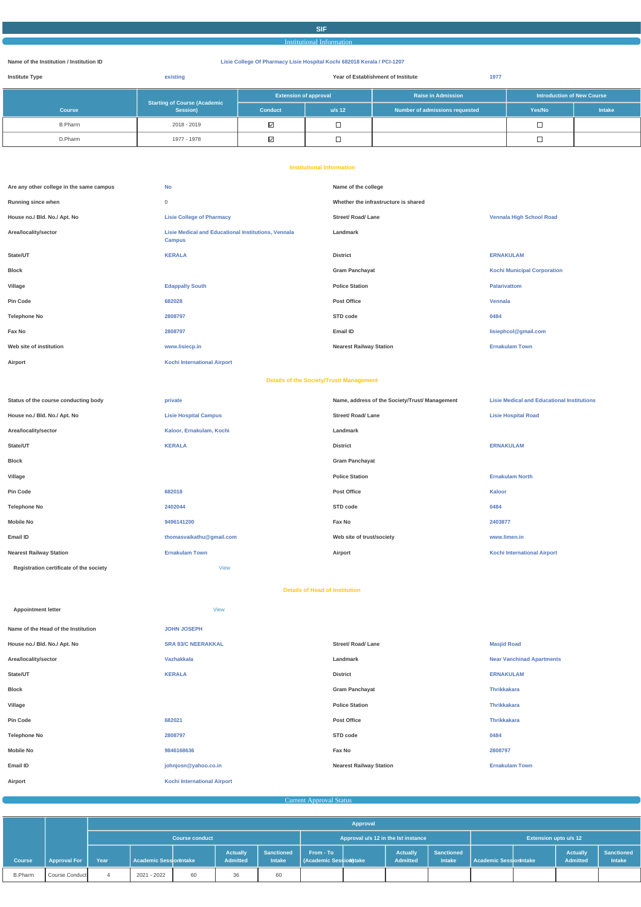# SIF

## Institutional Information

| | | | |
|---|---|---|---|
| Name of the Institution / Institution ID | Lisie College Of Pharmacy Lisie Hospital Kochi 682018 Kerala / PCI-1207 | | |
| Institute Type | existing | Year of Establishment of Institute | 1977 |

| Course | Starting of Course (Academic Session) | Extension of approval | | Raise in Admission | Introduction of New Course | |
|---|---|---|---|---|---|---|
| | | Conduct | u/s 12 | Number of admissions requested | Yes/No | Intake |
| B.Pharm | 2018 - 2019 | ☑ | ☐ | | ☐ | |
| D.Pharm | 1977 - 1978 | ☑ | ☐ | | ☐ | |

### Institutional Information

| | | | |
|---|---|---|---|
| Are any other college in the same campus | No | Name of the college | |
| Running since when | 0 | Whether the infrastructure is shared | |
| House no./ Bld. No./ Apt. No | Lisie College of Pharmacy | Street/ Road/ Lane | Vennala High School Road |
| Area/locality/sector | Lisie Medical and Educational Institutions, Vennala Campus | Landmark | |
| State/UT | KERALA | District | ERNAKULAM |
| Block | | Gram Panchayat | Kochi Municipal Corporation |
| Village | Edappally South | Police Station | Palarivattom |
| Pin Code | 682028 | Post Office | Vennala |
| Telephone No | 2808797 | STD code | 0484 |
| Fax No | 2808797 | Email ID | lisiephcol@gmail.com |
| Web site of institution | www.lisiecp.in | Nearest Railway Station | Ernakulam Town |
| Airport | Kochi International Airport | | |

### Details of the Society/Trust/ Management

| | | | |
|---|---|---|---|
| Status of the course conducting body | private | Name, address of the Society/Trust/ Management | Lisie Medical and Educational Institutions |
| House no./ Bld. No./ Apt. No | Lisie Hospital Campus | Street/ Road/ Lane | Lisie Hospital Road |
| Area/locality/sector | Kaloor, Ernakulam, Kochi | Landmark | |
| State/UT | KERALA | District | ERNAKULAM |
| Block | | Gram Panchayat | |
| Village | | Police Station | Ernakulam North |
| Pin Code | 682018 | Post Office | Kaloor |
| Telephone No | 2402044 | STD code | 0484 |
| Mobile No | 9496141200 | Fax No | 2403877 |
| Email ID | thomasvaikathu@gmail.com | Web site of trust/society | www.limen.in |
| Nearest Railway Station | Ernakulam Town | Airport | Kochi International Airport |
| Registration certificate of the society | View | | |

### Details of Head of Institution

| | | | |
|---|---|---|---|
| Appointment letter | View | | |
| Name of the Head of the Institution | JOHN JOSEPH | | |
| House no./ Bld. No./ Apt. No | SRA 83/C NEERAKKAL | Street/ Road/ Lane | Masjid Road |
| Area/locality/sector | Vazhakkala | Landmark | Near Vanchinad Apartments |
| State/UT | KERALA | District | ERNAKULAM |
| Block | | Gram Panchayat | Thrikkakara |
| Village | | Police Station | Thrikkakara |
| Pin Code | 682021 | Post Office | Thrikkakara |
| Telephone No | 2808797 | STD code | 0484 |
| Mobile No | 9846168636 | Fax No | 2808797 |
| Email ID | johnjosn@yahoo.co.in | Nearest Railway Station | Ernakulam Town |
| Airport | Kochi International Airport | | |

## Current Approval Status

| Course | Approval For | Approval | | | | | | | | | | | | |
|---|---|---|---|---|---|---|---|---|---|---|---|---|---|---|
| | | Course conduct | | | | | Approval u/s 12 in the Ist instance | | | | Extension upto u/s 12 | | | |
| | | Year | Academic Session | Intake | Actually Admitted | Sanctioned Intake | From - To (Academic Session) | Intake | Actually Admitted | Sanctioned Intake | Academic Session | Intake | Actually Admitted | Sanctioned Intake |
| B.Pharm | Course Conduct | 4 | 2021 - 2022 | 60 | 36 | 60 | | | | | | | | |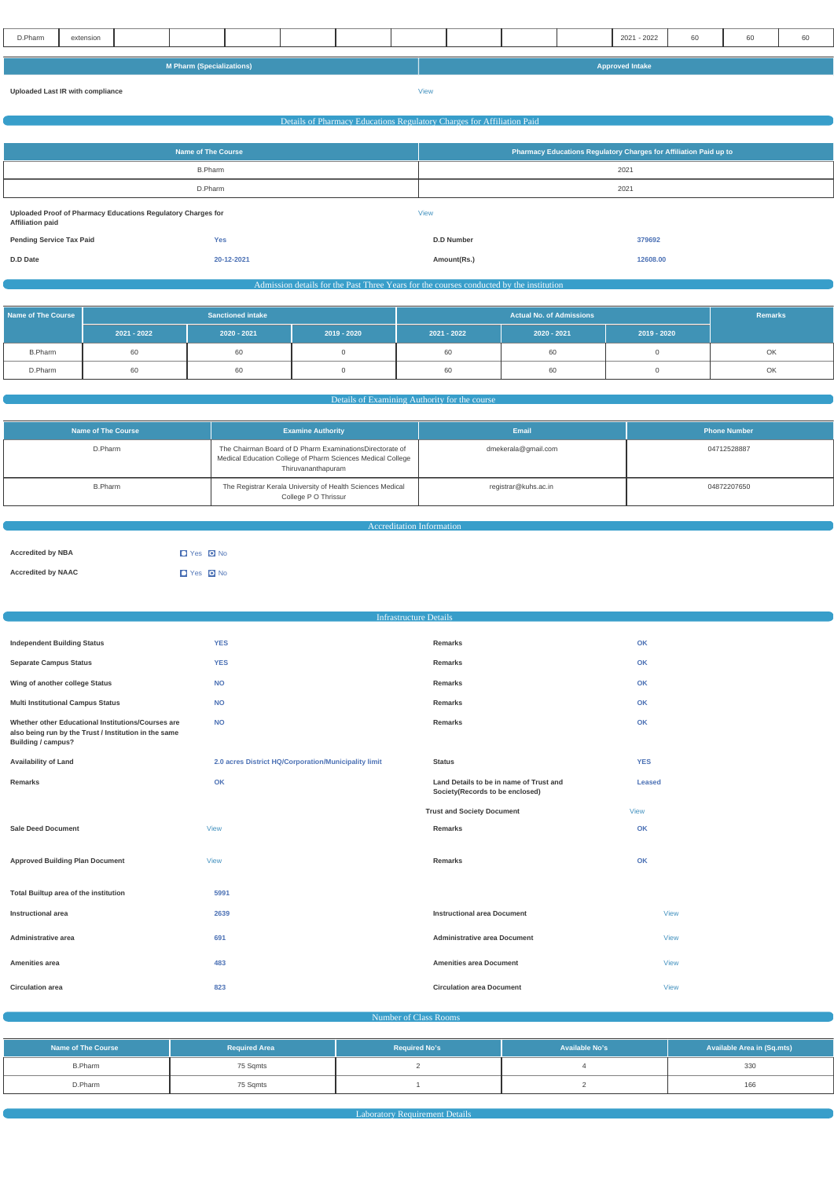| D.Pharm | extension | | | | | | | | | 2021 - 2022 | 60 | 60 | 60 |
|---|---|---|---|---|---|---|---|---|---|---|---|---|---|

| M Pharm (Specializations) | Approved Intake |
|---|---|

**Uploaded Last IR with compliance** View

## Details of Pharmacy Educations Regulatory Charges for Affiliation Paid

| Name of The Course | Pharmacy Educations Regulatory Charges for Affiliation Paid up to |
|---|---|
| B.Pharm | 2021 |
| D.Pharm | 2021 |

**Uploaded Proof of Pharmacy Educations Regulatory Charges for Affiliation paid** View

| | | | |
|---|---|---|---|
| **Pending Service Tax Paid** | Yes | **D.D Number** | 379692 |
| **D.D Date** | 20-12-2021 | **Amount(Rs.)** | 12608.00 |

## Admission details for the Past Three Years for the courses conducted by the institution

| Name of The Course | Sanctioned intake | | | Actual No. of Admissions | | | Remarks |
|---|---|---|---|---|---|---|---|
| | 2021 - 2022 | 2020 - 2021 | 2019 - 2020 | 2021 - 2022 | 2020 - 2021 | 2019 - 2020 | |
| B.Pharm | 60 | 60 | 0 | 60 | 60 | 0 | OK |
| D.Pharm | 60 | 60 | 0 | 60 | 60 | 0 | OK |

## Details of Examining Authority for the course

| Name of The Course | Examine Authority | Email | Phone Number |
|---|---|---|---|
| D.Pharm | The Chairman Board of D Pharm ExaminationsDirectorate of Medical Education College of Pharm Sciences Medical College Thiruvananthapuram | dmekerala@gmail.com | 04712528887 |
| B.Pharm | The Registrar Kerala University of Health Sciences Medical College P O Thrissur | registrar@kuhs.ac.in | 04872207650 |

## Accreditation Information

**Accredited by NBA** ☐ Yes ☒ No

**Accredited by NAAC** ☐ Yes ☒ No

## Infrastructure Details

| | | | |
|---|---|---|---|
| **Independent Building Status** | YES | **Remarks** | OK |
| **Separate Campus Status** | YES | **Remarks** | OK |
| **Wing of another college Status** | NO | **Remarks** | OK |
| **Multi Institutional Campus Status** | NO | **Remarks** | OK |
| **Whether other Educational Institutions/Courses are also being run by the Trust / Institution in the same Building / campus?** | NO | **Remarks** | OK |
| **Availability of Land** | 2.0 acres District HQ/Corporation/Municipality limit | **Status** | YES |
| **Remarks** | OK | **Land Details to be in name of Trust and Society(Records to be enclosed)** | Leased |
| | | **Trust and Society Document** | View |
| **Sale Deed Document** | View | **Remarks** | OK |
| **Approved Building Plan Document** | View | **Remarks** | OK |
| **Total Builtup area of the institution** | 5991 | | |
| **Instructional area** | 2639 | **Instructional area Document** | View |
| **Administrative area** | 691 | **Administrative area Document** | View |
| **Amenities area** | 483 | **Amenities area Document** | View |
| **Circulation area** | 823 | **Circulation area Document** | View |

## Number of Class Rooms

| Name of The Course | Required Area | Required No's | Available No's | Available Area in (Sq.mts) |
|---|---|---|---|---|
| B.Pharm | 75 Sqmts | 2 | 4 | 330 |
| D.Pharm | 75 Sqmts | 1 | 2 | 166 |

## Laboratory Requirement Details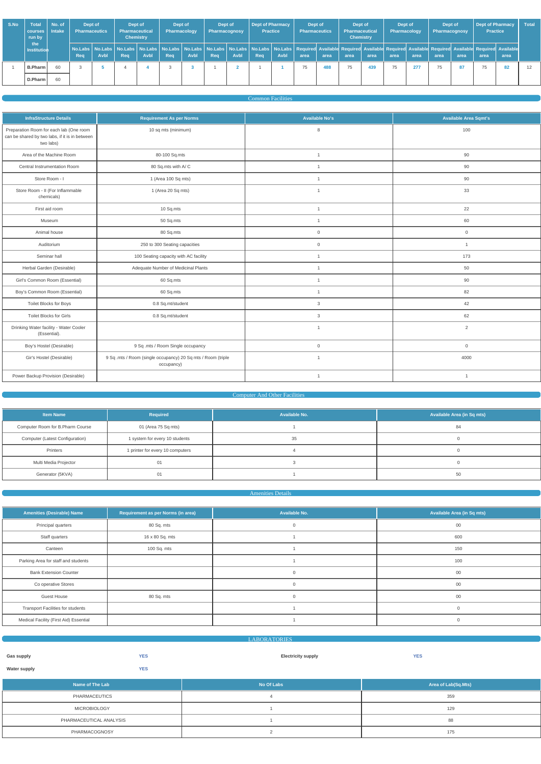| S.No | Total courses run by the Institution | No. of Intake | Dept of Pharmaceutics | | Dept of Pharmaceutical Chemistry | | Dept of Pharmacology | | Dept of Pharmacognosy | | Dept of Pharmacy Practice | | Dept of Pharmaceutics | | Dept of Pharmaceutical Chemistry | | Dept of Pharmacology | | Dept of Pharmacognosy | | Dept of Pharmacy Practice | | Total |
|---|---|---|---|---|---|---|---|---|---|---|---|---|---|---|---|---|---|---|---|---|---|---|---|
| | | | No.Labs Req | No.Labs Avbl | No.Labs Req | No.Labs Avbl | No.Labs Req | No.Labs Avbl | No.Labs Req | No.Labs Avbl | No.Labs Req | No.Labs Avbl | Required area | Available area | Required area | Available area | Required area | Available area | Required area | Available area | Required area | Available area | |
| 1 | B.Pharm | 60 | 3 | 5 | 4 | 4 | 3 | 3 | 1 | 2 | 1 | 1 | 75 | 488 | 75 | 439 | 75 | 277 | 75 | 87 | 75 | 82 | 12 |
| | D.Pharm | 60 | | | | | | | | | | | | | | | | | | | | | |

## Common Facilities

| InfraStructure Details | Requirement As per Norms | Available No's | Available Area Sqmt's |
|---|---|---|---|
| Preparation Room for each lab (One room can be shared by two labs, if it is in between two labs) | 10 sq mts (minimum) | 8 | 100 |
| Area of the Machine Room | 80-100 Sq.mts | 1 | 90 |
| Central Instrumentation Room | 80 Sq.mts with A/ C | 1 | 90 |
| Store Room - I | 1 (Area 100 Sq mts) | 1 | 90 |
| Store Room - II (For Inflammable chemicals) | 1 (Area 20 Sq mts) | 1 | 33 |
| First aid room | 10 Sq.mts | 1 | 22 |
| Museum | 50 Sq.mts | 1 | 60 |
| Animal house | 80 Sq.mts | 0 | 0 |
| Auditorium | 250 to 300 Seating capacities | 0 | 1 |
| Seminar hall | 100 Seating capacity with AC facility | 1 | 173 |
| Herbal Garden (Desirable) | Adequate Number of Medicinal Plants | 1 | 50 |
| Girl's Common Room (Essential) | 60 Sq.mts | 1 | 90 |
| Boy's Common Room (Essential) | 60 Sq.mts | 1 | 82 |
| Toilet Blocks for Boys | 0.8 Sq.mt/student | 3 | 42 |
| Toilet Blocks for Girls | 0.8 Sq.mt/student | 3 | 62 |
| Drinking Water facility - Water Cooler (Essential). | | 1 | 2 |
| Boy's Hostel (Desirable) | 9 Sq .mts / Room Single occupancy | 0 | 0 |
| Gir's Hostel (Desirable) | 9 Sq .mts / Room (single occupancy) 20 Sq mts / Room (triple occupancy) | 1 | 4000 |
| Power Backup Provision (Desirable) | | 1 | 1 |

## Computer And Other Facilities

| Item Name | Required | Available No. | Available Area (in Sq mts) |
|---|---|---|---|
| Computer Room for B.Pharm Course | 01 (Area 75 Sq mts) | 1 | 84 |
| Computer (Latest Configuration) | 1 system for every 10 students | 35 | 0 |
| Printers | 1 printer for every 10 computers | 4 | 0 |
| Multi Media Projector | 01 | 3 | 0 |
| Generator (5KVA) | 01 | 1 | 50 |

## Amenities Details

| Amenities (Desirable) Name | Requirement as per Norms (in area) | Available No. | Available Area (in Sq mts) |
|---|---|---|---|
| Principal quarters | 80 Sq. mts | 0 | 00 |
| Staff quarters | 16 x 80 Sq. mts | 1 | 600 |
| Canteen | 100 Sq. mts | 1 | 150 |
| Parking Area for staff and students | | 1 | 100 |
| Bank Extension Counter | | 0 | 00 |
| Co operative Stores | | 0 | 00 |
| Guest House | 80 Sq. mts | 0 | 00 |
| Transport Facilities for students | | 1 | 0 |
| Medical Facility (First Aid) Essential | | 1 | 0 |

## LABORATORIES

**Gas supply** YES

**Electricity supply** YES

**Water supply** YES

| Name of The Lab | No Of Labs | Area of Lab(Sq.Mts) |
|---|---|---|
| PHARMACEUTICS | 4 | 359 |
| MICROBIOLOGY | 1 | 129 |
| PHARMACEUTICAL ANALYSIS | 1 | 88 |
| PHARMACOGNOSY | 2 | 175 |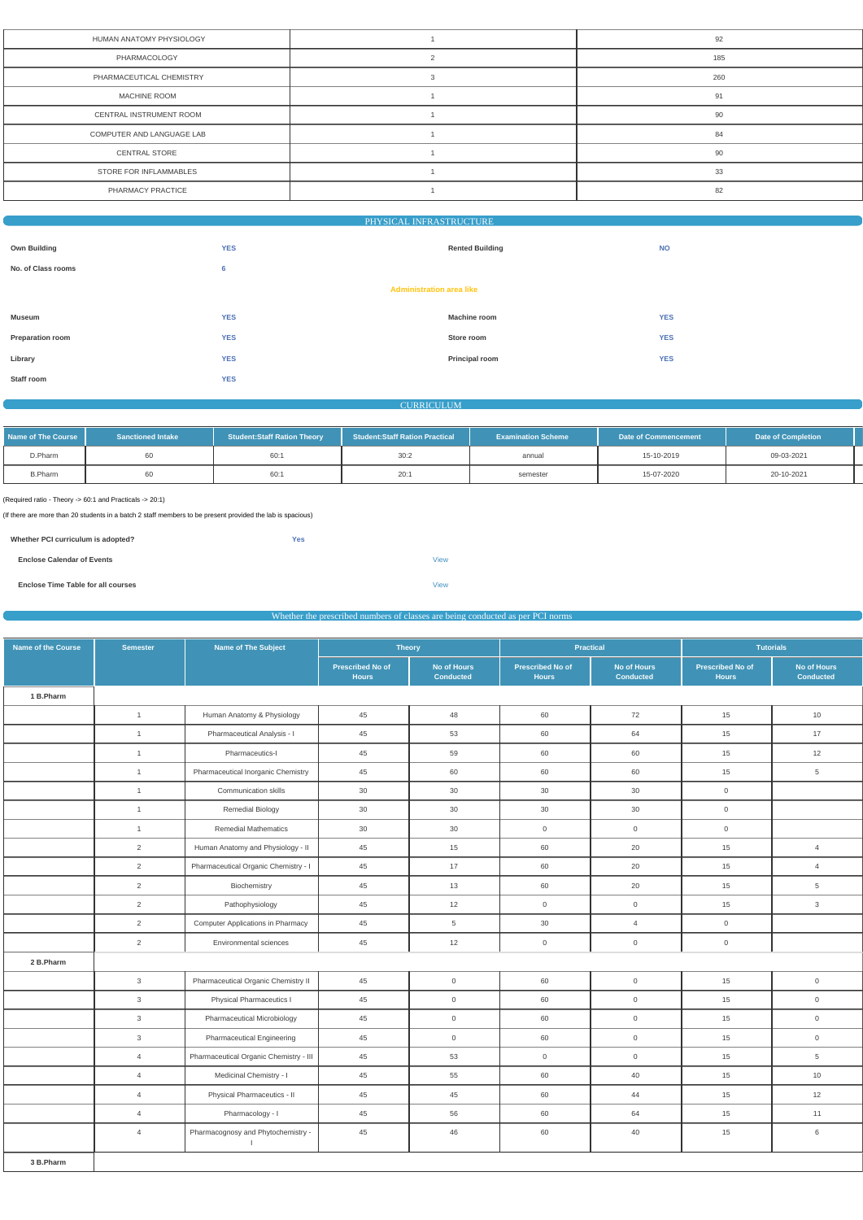| | | |
|---|---|---|
| HUMAN ANATOMY PHYSIOLOGY | 1 | 92 |
| PHARMACOLOGY | 2 | 185 |
| PHARMACEUTICAL CHEMISTRY | 3 | 260 |
| MACHINE ROOM | 1 | 91 |
| CENTRAL INSTRUMENT ROOM | 1 | 90 |
| COMPUTER AND LANGUAGE LAB | 1 | 84 |
| CENTRAL STORE | 1 | 90 |
| STORE FOR INFLAMMABLES | 1 | 33 |
| PHARMACY PRACTICE | 1 | 82 |

## PHYSICAL INFRASTRUCTURE

| | | | |
|---|---|---|---|
| **Own Building** | YES | **Rented Building** | NO |
| **No. of Class rooms** | 6 | | |

**Administration area like**

| | | | |
|---|---|---|---|
| **Museum** | YES | **Machine room** | YES |
| **Preparation room** | YES | **Store room** | YES |
| **Library** | YES | **Principal room** | YES |
| **Staff room** | YES | | |

## CURRICULUM

| Name of The Course | Sanctioned Intake | Student:Staff Ration Theory | Student:Staff Ration Practical | Examination Scheme | Date of Commencement | Date of Completion |
|---|---|---|---|---|---|---|
| D.Pharm | 60 | 60:1 | 30:2 | annual | 15-10-2019 | 09-03-2021 |
| B.Pharm | 60 | 60:1 | 20:1 | semester | 15-07-2020 | 20-10-2021 |

(Required ratio - Theory -> 60:1 and Practicals -> 20:1)

(If there are more than 20 students in a batch 2 staff members to be present provided the lab is spacious)

**Whether PCI curriculum is adopted?** Yes

**Enclose Calendar of Events** View

**Enclose Time Table for all courses** View

## Whether the prescribed numbers of classes are being conducted as per PCI norms

| Name of the Course | Semester | Name of The Subject | Theory | | Practical | | Tutorials | |
|---|---|---|---|---|---|---|---|---|
| | | | Prescribed No of Hours | No of Hours Conducted | Prescribed No of Hours | No of Hours Conducted | Prescribed No of Hours | No of Hours Conducted |
| **1 B.Pharm** | | | | | | | | |
| | 1 | Human Anatomy & Physiology | 45 | 48 | 60 | 72 | 15 | 10 |
| | 1 | Pharmaceutical Analysis - I | 45 | 53 | 60 | 64 | 15 | 17 |
| | 1 | Pharmaceutics-I | 45 | 59 | 60 | 60 | 15 | 12 |
| | 1 | Pharmaceutical Inorganic Chemistry | 45 | 60 | 60 | 60 | 15 | 5 |
| | 1 | Communication skills | 30 | 30 | 30 | 30 | 0 | |
| | 1 | Remedial Biology | 30 | 30 | 30 | 30 | 0 | |
| | 1 | Remedial Mathematics | 30 | 30 | 0 | 0 | 0 | |
| | 2 | Human Anatomy and Physiology - II | 45 | 15 | 60 | 20 | 15 | 4 |
| | 2 | Pharmaceutical Organic Chemistry - I | 45 | 17 | 60 | 20 | 15 | 4 |
| | 2 | Biochemistry | 45 | 13 | 60 | 20 | 15 | 5 |
| | 2 | Pathophysiology | 45 | 12 | 0 | 0 | 15 | 3 |
| | 2 | Computer Applications in Pharmacy | 45 | 5 | 30 | 4 | 0 | |
| | 2 | Environmental sciences | 45 | 12 | 0 | 0 | 0 | |
| **2 B.Pharm** | | | | | | | | |
| | 3 | Pharmaceutical Organic Chemistry II | 45 | 0 | 60 | 0 | 15 | 0 |
| | 3 | Physical Pharmaceutics I | 45 | 0 | 60 | 0 | 15 | 0 |
| | 3 | Pharmaceutical Microbiology | 45 | 0 | 60 | 0 | 15 | 0 |
| | 3 | Pharmaceutical Engineering | 45 | 0 | 60 | 0 | 15 | 0 |
| | 4 | Pharmaceutical Organic Chemistry - III | 45 | 53 | 0 | 0 | 15 | 5 |
| | 4 | Medicinal Chemistry - I | 45 | 55 | 60 | 40 | 15 | 10 |
| | 4 | Physical Pharmaceutics - II | 45 | 45 | 60 | 44 | 15 | 12 |
| | 4 | Pharmacology - I | 45 | 56 | 60 | 64 | 15 | 11 |
| | 4 | Pharmacognosy and Phytochemistry - I | 45 | 46 | 60 | 40 | 15 | 6 |
| **3 B.Pharm** | | | | | | | | |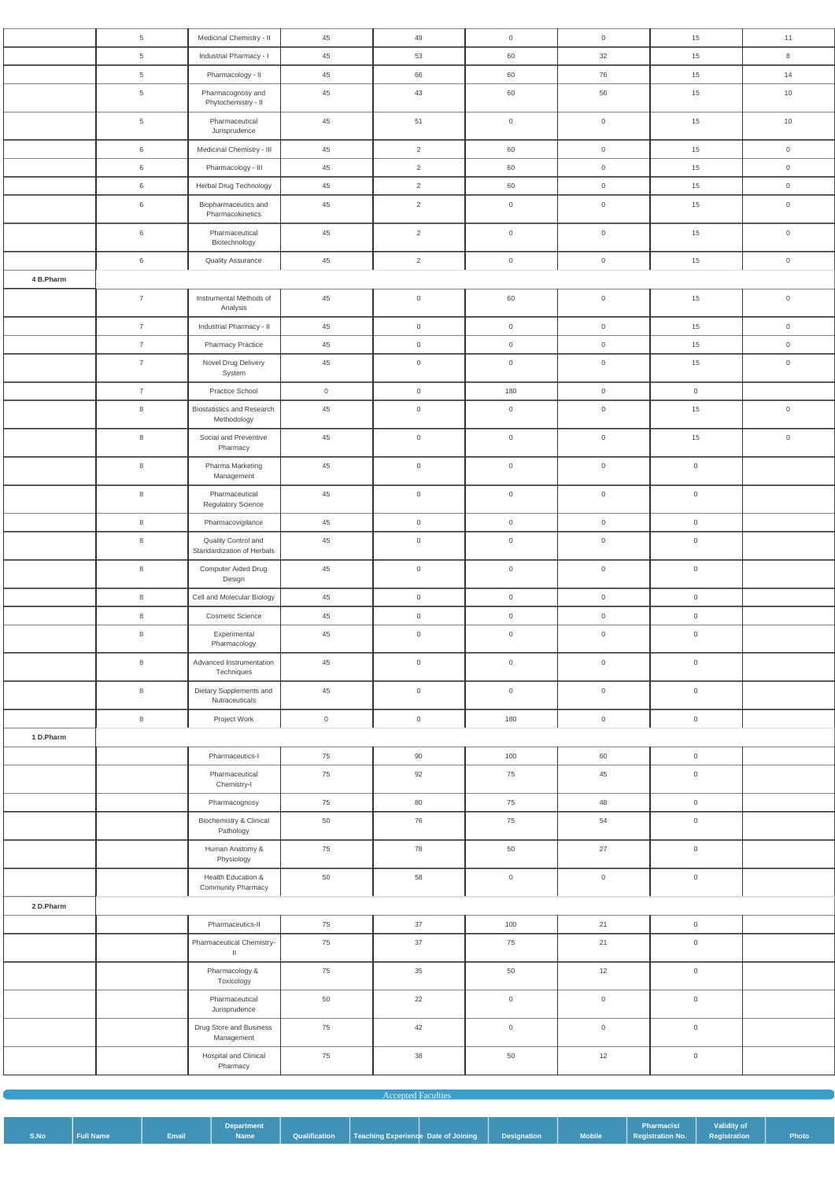| | | | | | | | | |
|---|---|---|---|---|---|---|---|---|
| | 5 | Medicinal Chemistry - II | 45 | 49 | 0 | 0 | 15 | 11 |
| | 5 | Industrial Pharmacy - I | 45 | 53 | 60 | 32 | 15 | 8 |
| | 5 | Pharmacology - II | 45 | 66 | 60 | 76 | 15 | 14 |
| | 5 | Pharmacognosy and Phytochemistry - II | 45 | 43 | 60 | 56 | 15 | 10 |
| | 5 | Pharmaceutical Jurisprudence | 45 | 51 | 0 | 0 | 15 | 10 |
| | 6 | Medicinal Chemistry - III | 45 | 2 | 60 | 0 | 15 | 0 |
| | 6 | Pharmacology - III | 45 | 2 | 60 | 0 | 15 | 0 |
| | 6 | Herbal Drug Technology | 45 | 2 | 60 | 0 | 15 | 0 |
| | 6 | Biopharmaceutics and Pharmacokinetics | 45 | 2 | 0 | 0 | 15 | 0 |
| | 6 | Pharmaceutical Biotechnology | 45 | 2 | 0 | 0 | 15 | 0 |
| | 6 | Quality Assurance | 45 | 2 | 0 | 0 | 15 | 0 |
| **4 B.Pharm** | | | | | | | | |
| | 7 | Instrumental Methods of Analysis | 45 | 0 | 60 | 0 | 15 | 0 |
| | 7 | Industrial Pharmacy - II | 45 | 0 | 0 | 0 | 15 | 0 |
| | 7 | Pharmacy Practice | 45 | 0 | 0 | 0 | 15 | 0 |
| | 7 | Novel Drug Delivery System | 45 | 0 | 0 | 0 | 15 | 0 |
| | 7 | Practice School | 0 | 0 | 180 | 0 | 0 | |
| | 8 | Biostatistics and Research Methodology | 45 | 0 | 0 | 0 | 15 | 0 |
| | 8 | Social and Preventive Pharmacy | 45 | 0 | 0 | 0 | 15 | 0 |
| | 8 | Pharma Marketing Management | 45 | 0 | 0 | 0 | 0 | |
| | 8 | Pharmaceutical Regulatory Science | 45 | 0 | 0 | 0 | 0 | |
| | 8 | Pharmacovigilance | 45 | 0 | 0 | 0 | 0 | |
| | 8 | Quality Control and Standardization of Herbals | 45 | 0 | 0 | 0 | 0 | |
| | 8 | Computer Aided Drug Design | 45 | 0 | 0 | 0 | 0 | |
| | 8 | Cell and Molecular Biology | 45 | 0 | 0 | 0 | 0 | |
| | 8 | Cosmetic Science | 45 | 0 | 0 | 0 | 0 | |
| | 8 | Experimental Pharmacology | 45 | 0 | 0 | 0 | 0 | |
| | 8 | Advanced Instrumentation Techniques | 45 | 0 | 0 | 0 | 0 | |
| | 8 | Dietary Supplements and Nutraceuticals | 45 | 0 | 0 | 0 | 0 | |
| | 8 | Project Work | 0 | 0 | 180 | 0 | 0 | |
| **1 D.Pharm** | | | | | | | | |
| | | Pharmaceutics-I | 75 | 90 | 100 | 60 | 0 | |
| | | Pharmaceutical Chemistry-I | 75 | 92 | 75 | 45 | 0 | |
| | | Pharmacognosy | 75 | 80 | 75 | 48 | 0 | |
| | | Biochemistry & Clinical Pathology | 50 | 76 | 75 | 54 | 0 | |
| | | Human Anatomy & Physiology | 75 | 78 | 50 | 27 | 0 | |
| | | Health Education & Community Pharmacy | 50 | 58 | 0 | 0 | 0 | |
| **2 D.Pharm** | | | | | | | | |
| | | Pharmaceutics-II | 75 | 37 | 100 | 21 | 0 | |
| | | Pharmaceutical Chemistry-II | 75 | 37 | 75 | 21 | 0 | |
| | | Pharmacology & Toxicology | 75 | 35 | 50 | 12 | 0 | |
| | | Pharmaceutical Jurisprudence | 50 | 22 | 0 | 0 | 0 | |
| | | Drug Store and Business Management | 75 | 42 | 0 | 0 | 0 | |
| | | Hospital and Clinical Pharmacy | 75 | 38 | 50 | 12 | 0 | |

Accepted Faculties

| S.No | Full Name | Email | Department Name | Qualification | Teaching Experience | Date of Joining | Designation | Mobile | Pharmacist Registration No. | Validity of Registration | Photo |
|---|---|---|---|---|---|---|---|---|---|---|---|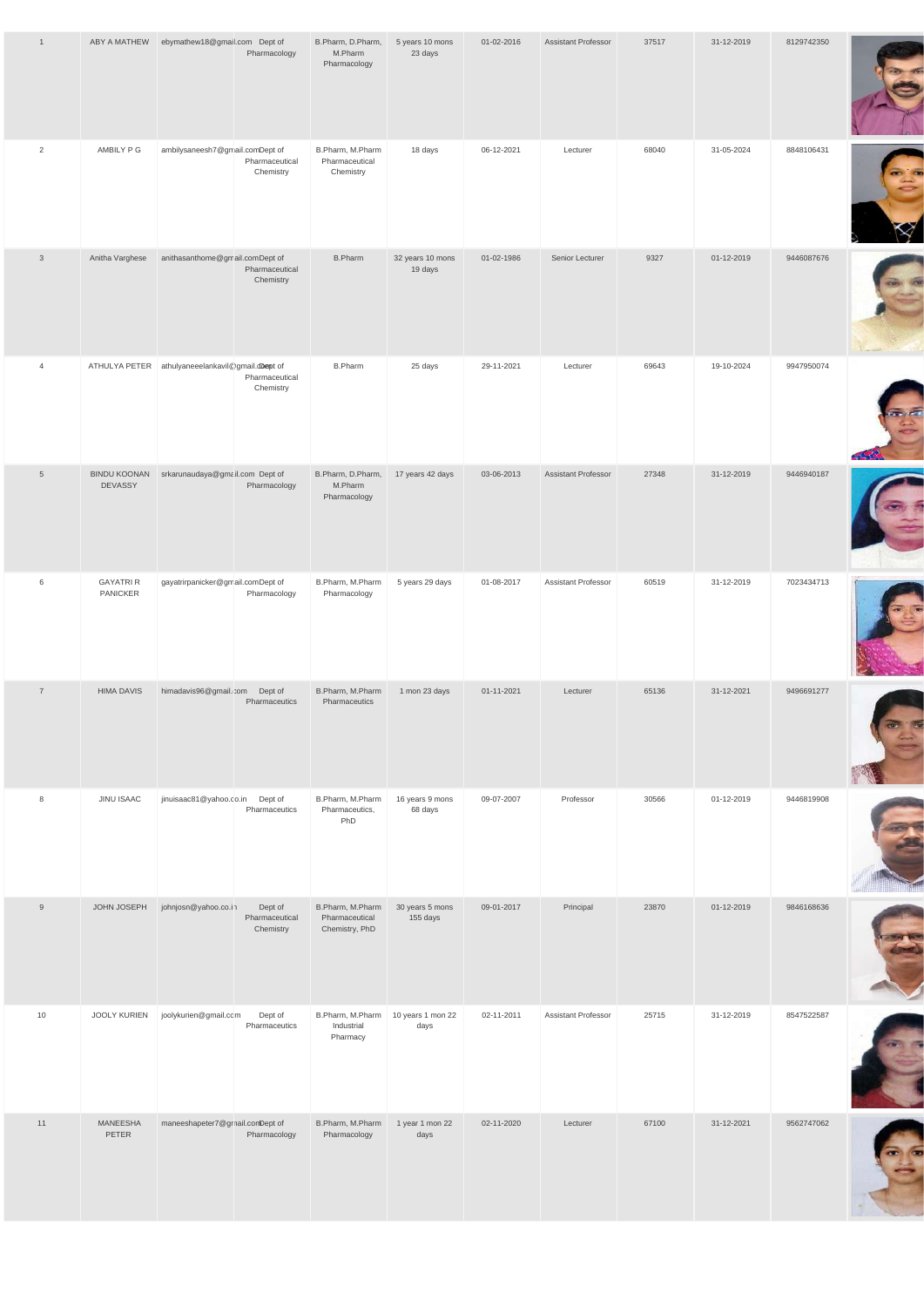| 1 | ABY A MATHEW | ebymathew18@gmail.com | Dept of Pharmacology | B.Pharm, D.Pharm, M.Pharm Pharmacology | 5 years 10 mons 23 days | 01-02-2016 | Assistant Professor | 37517 | 31-12-2019 | 8129742350 | |
|---|---|---|---|---|---|---|---|---|---|---|---|
| 2 | AMBILY P G | ambilysaneesh7@gmail.com | Dept of Pharmaceutical Chemistry | B.Pharm, M.Pharm Pharmaceutical Chemistry | 18 days | 06-12-2021 | Lecturer | 68040 | 31-05-2024 | 8848106431 | |
| 3 | Anitha Varghese | anithasanthome@gmail.com | Dept of Pharmaceutical Chemistry | B.Pharm | 32 years 10 mons 19 days | 01-02-1986 | Senior Lecturer | 9327 | 01-12-2019 | 9446087676 | |
| 4 | ATHULYA PETER | athulyaneeelankavil@gmail.com | Dept of Pharmaceutical Chemistry | B.Pharm | 25 days | 29-11-2021 | Lecturer | 69643 | 19-10-2024 | 9947950074 | |
| 5 | BINDU KOONAN DEVASSY | srkarunaudaya@gmail.com | Dept of Pharmacology | B.Pharm, D.Pharm, M.Pharm Pharmacology | 17 years 42 days | 03-06-2013 | Assistant Professor | 27348 | 31-12-2019 | 9446940187 | |
| 6 | GAYATRI R PANICKER | gayatrirpanicker@gmail.com | Dept of Pharmacology | B.Pharm, M.Pharm Pharmacology | 5 years 29 days | 01-08-2017 | Assistant Professor | 60519 | 31-12-2019 | 7023434713 | |
| 7 | HIMA DAVIS | himadavis96@gmail.com | Dept of Pharmaceutics | B.Pharm, M.Pharm Pharmaceutics | 1 mon 23 days | 01-11-2021 | Lecturer | 65136 | 31-12-2021 | 9496691277 | |
| 8 | JINU ISAAC | jinuisaac81@yahoo.co.in | Dept of Pharmaceutics | B.Pharm, M.Pharm Pharmaceutics, PhD | 16 years 9 mons 68 days | 09-07-2007 | Professor | 30566 | 01-12-2019 | 9446819908 | |
| 9 | JOHN JOSEPH | johnjosn@yahoo.co.in | Dept of Pharmaceutical Chemistry | B.Pharm, M.Pharm Pharmaceutical Chemistry, PhD | 30 years 5 mons 155 days | 09-01-2017 | Principal | 23870 | 01-12-2019 | 9846168636 | |
| 10 | JOOLY KURIEN | joolykurien@gmail.com | Dept of Pharmaceutics | B.Pharm, M.Pharm Industrial Pharmacy | 10 years 1 mon 22 days | 02-11-2011 | Assistant Professor | 25715 | 31-12-2019 | 8547522587 | |
| 11 | MANEESHA PETER | maneeshapeter7@gmail.com | Dept of Pharmacology | B.Pharm, M.Pharm Pharmacology | 1 year 1 mon 22 days | 02-11-2020 | Lecturer | 67100 | 31-12-2021 | 9562747062 | |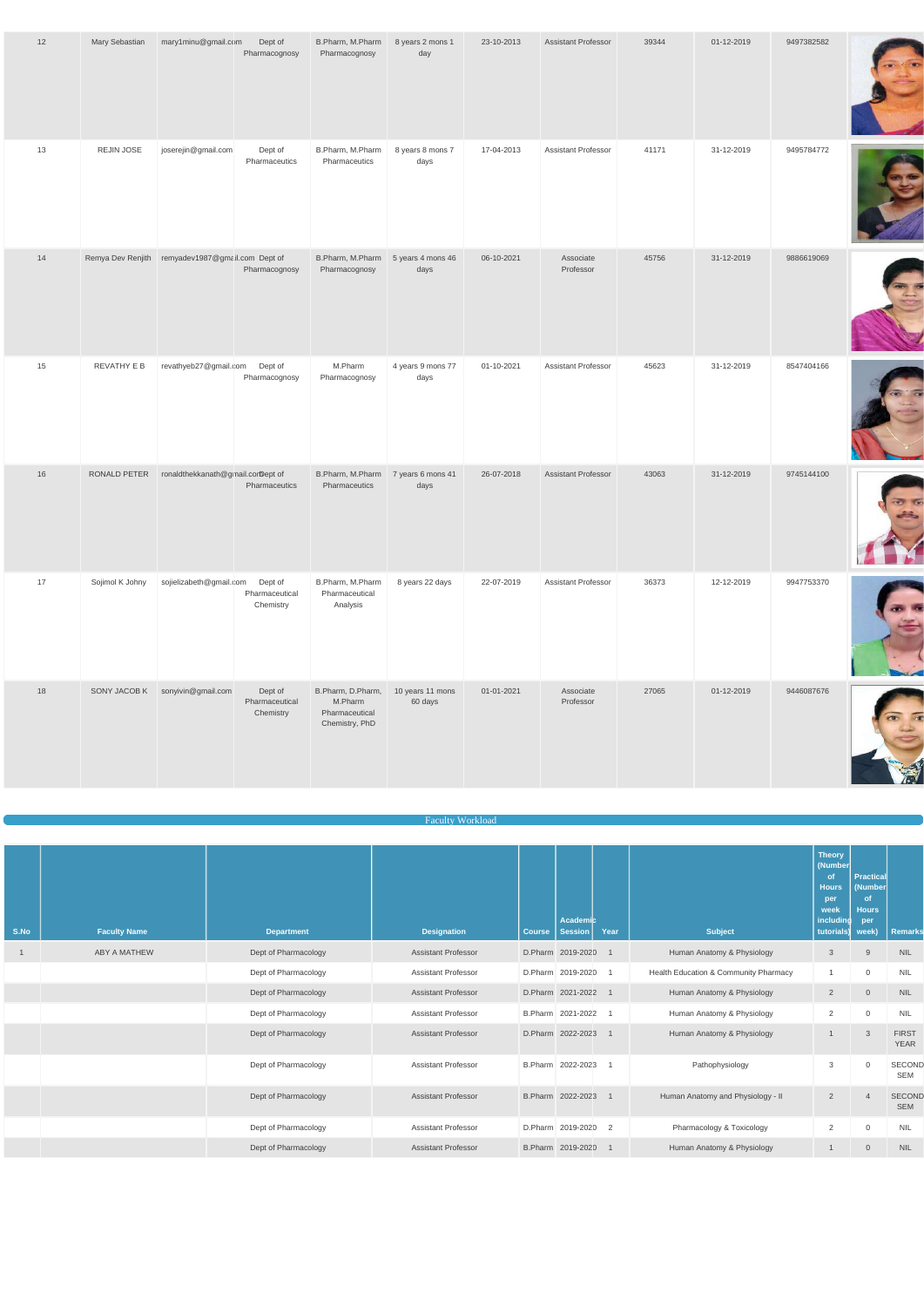| 12 | Mary Sebastian | mary1minu@gmail.com | Dept of Pharmacognosy | B.Pharm, M.Pharm Pharmacognosy | 8 years 2 mons 1 day | 23-10-2013 | Assistant Professor | 39344 | 01-12-2019 | 9497382582 | |
|---|---|---|---|---|---|---|---|---|---|---|---|
| 13 | REJIN JOSE | joserejin@gmail.com | Dept of Pharmaceutics | B.Pharm, M.Pharm Pharmaceutics | 8 years 8 mons 7 days | 17-04-2013 | Assistant Professor | 41171 | 31-12-2019 | 9495784772 | |
| 14 | Remya Dev Renjith | remyadev1987@gmail.com | Dept of Pharmacognosy | B.Pharm, M.Pharm Pharmacognosy | 5 years 4 mons 46 days | 06-10-2021 | Associate Professor | 45756 | 31-12-2019 | 9886619069 | |
| 15 | REVATHY E B | revathyeb27@gmail.com | Dept of Pharmacognosy | M.Pharm Pharmacognosy | 4 years 9 mons 77 days | 01-10-2021 | Assistant Professor | 45623 | 31-12-2019 | 8547404166 | |
| 16 | RONALD PETER | ronaldthekkanath@gmail.com | Dept of Pharmaceutics | B.Pharm, M.Pharm Pharmaceutics | 7 years 6 mons 41 days | 26-07-2018 | Assistant Professor | 43063 | 31-12-2019 | 9745144100 | |
| 17 | Sojimol K Johny | sojielizabeth@gmail.com | Dept of Pharmaceutical Chemistry | B.Pharm, M.Pharm Pharmaceutical Analysis | 8 years 22 days | 22-07-2019 | Assistant Professor | 36373 | 12-12-2019 | 9947753370 | |
| 18 | SONY JACOB K | sonyivin@gmail.com | Dept of Pharmaceutical Chemistry | B.Pharm, D.Pharm, M.Pharm Pharmaceutical Chemistry, PhD | 10 years 11 mons 60 days | 01-01-2021 | Associate Professor | 27065 | 01-12-2019 | 9446087676 | |

## Faculty Workload

| S.No | Faculty Name | Department | Designation | Course | Academic Session | Year | Subject | Theory (Number of Hours per week including tutorials) | Practical (Number of Hours per week) | Remarks |
|---|---|---|---|---|---|---|---|---|---|---|
| 1 | ABY A MATHEW | Dept of Pharmacology | Assistant Professor | D.Pharm | 2019-2020 | 1 | Human Anatomy & Physiology | 3 | 9 | NIL |
| | | Dept of Pharmacology | Assistant Professor | D.Pharm | 2019-2020 | 1 | Health Education & Community Pharmacy | 1 | 0 | NIL |
| | | Dept of Pharmacology | Assistant Professor | D.Pharm | 2021-2022 | 1 | Human Anatomy & Physiology | 2 | 0 | NIL |
| | | Dept of Pharmacology | Assistant Professor | B.Pharm | 2021-2022 | 1 | Human Anatomy & Physiology | 2 | 0 | NIL |
| | | Dept of Pharmacology | Assistant Professor | D.Pharm | 2022-2023 | 1 | Human Anatomy & Physiology | 1 | 3 | FIRST YEAR |
| | | Dept of Pharmacology | Assistant Professor | B.Pharm | 2022-2023 | 1 | Pathophysiology | 3 | 0 | SECOND SEM |
| | | Dept of Pharmacology | Assistant Professor | B.Pharm | 2022-2023 | 1 | Human Anatomy and Physiology - II | 2 | 4 | SECOND SEM |
| | | Dept of Pharmacology | Assistant Professor | D.Pharm | 2019-2020 | 2 | Pharmacology & Toxicology | 2 | 0 | NIL |
| | | Dept of Pharmacology | Assistant Professor | B.Pharm | 2019-2020 | 1 | Human Anatomy & Physiology | 1 | 0 | NIL |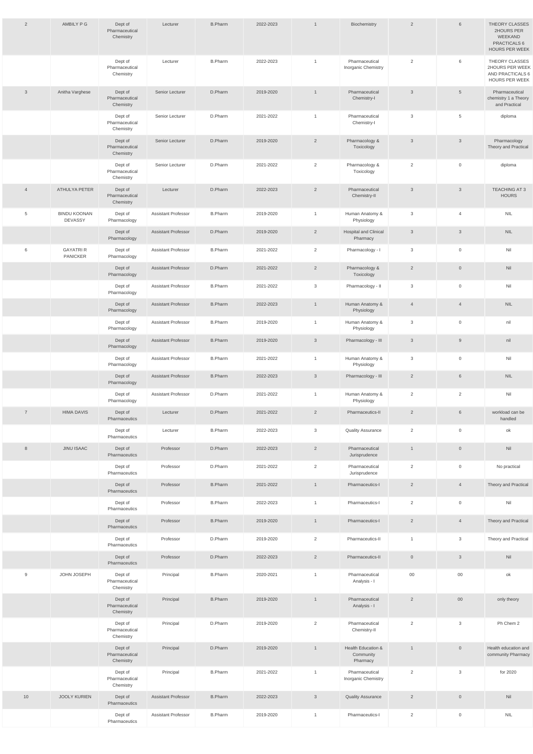| | | | | | | | | | | |
|---|---|---|---|---|---|---|---|---|---|---|
| 2 | AMBILY P G | Dept of Pharmaceutical Chemistry | Lecturer | B.Pharm | 2022-2023 | 1 | Biochemistry | 2 | 6 | THEORY CLASSES 2HOURS PER WEEKAND PRACTICALS 6 HOURS PER WEEK |
| | | Dept of Pharmaceutical Chemistry | Lecturer | B.Pharm | 2022-2023 | 1 | Pharmaceutical Inorganic Chemistry | 2 | 6 | THEORY CLASSES 2HOURS PER WEEK AND PRACTICALS 6 HOURS PER WEEK |
| 3 | Anitha Varghese | Dept of Pharmaceutical Chemistry | Senior Lecturer | D.Pharm | 2019-2020 | 1 | Pharmaceutical Chemistry-I | 3 | 5 | Pharmaceutical chemistry 1 a Theory and Practical |
| | | Dept of Pharmaceutical Chemistry | Senior Lecturer | D.Pharm | 2021-2022 | 1 | Pharmaceutical Chemistry-I | 3 | 5 | diploma |
| | | Dept of Pharmaceutical Chemistry | Senior Lecturer | D.Pharm | 2019-2020 | 2 | Pharmacology & Toxicology | 3 | 3 | Pharmacology Theory and Practical |
| | | Dept of Pharmaceutical Chemistry | Senior Lecturer | D.Pharm | 2021-2022 | 2 | Pharmacology & Toxicology | 2 | 0 | diploma |
| 4 | ATHULYA PETER | Dept of Pharmaceutical Chemistry | Lecturer | D.Pharm | 2022-2023 | 2 | Pharmaceutical Chemistry-II | 3 | 3 | TEACHING AT 3 HOURS |
| 5 | BINDU KOONAN DEVASSY | Dept of Pharmacology | Assistant Professor | B.Pharm | 2019-2020 | 1 | Human Anatomy & Physiology | 3 | 4 | NIL |
| | | Dept of Pharmacology | Assistant Professor | D.Pharm | 2019-2020 | 2 | Hospital and Clinical Pharmacy | 3 | 3 | NIL |
| 6 | GAYATRI R PANICKER | Dept of Pharmacology | Assistant Professor | B.Pharm | 2021-2022 | 2 | Pharmacology - I | 3 | 0 | Nil |
| | | Dept of Pharmacology | Assistant Professor | D.Pharm | 2021-2022 | 2 | Pharmacology & Toxicology | 2 | 0 | Nil |
| | | Dept of Pharmacology | Assistant Professor | B.Pharm | 2021-2022 | 3 | Pharmacology - II | 3 | 0 | Nil |
| | | Dept of Pharmacology | Assistant Professor | B.Pharm | 2022-2023 | 1 | Human Anatomy & Physiology | 4 | 4 | NIL |
| | | Dept of Pharmacology | Assistant Professor | B.Pharm | 2019-2020 | 1 | Human Anatomy & Physiology | 3 | 0 | nil |
| | | Dept of Pharmacology | Assistant Professor | B.Pharm | 2019-2020 | 3 | Pharmacology - III | 3 | 9 | nil |
| | | Dept of Pharmacology | Assistant Professor | B.Pharm | 2021-2022 | 1 | Human Anatomy & Physiology | 3 | 0 | Nil |
| | | Dept of Pharmacology | Assistant Professor | B.Pharm | 2022-2023 | 3 | Pharmacology - III | 2 | 6 | NIL |
| | | Dept of Pharmacology | Assistant Professor | D.Pharm | 2021-2022 | 1 | Human Anatomy & Physiology | 2 | 2 | Nil |
| 7 | HIMA DAVIS | Dept of Pharmaceutics | Lecturer | D.Pharm | 2021-2022 | 2 | Pharmaceutics-II | 2 | 6 | workload can be handled |
| | | Dept of Pharmaceutics | Lecturer | B.Pharm | 2022-2023 | 3 | Quality Assurance | 2 | 0 | ok |
| 8 | JINU ISAAC | Dept of Pharmaceutics | Professor | D.Pharm | 2022-2023 | 2 | Pharmaceutical Jurisprudence | 1 | 0 | Nil |
| | | Dept of Pharmaceutics | Professor | D.Pharm | 2021-2022 | 2 | Pharmaceutical Jurisprudence | 2 | 0 | No practical |
| | | Dept of Pharmaceutics | Professor | B.Pharm | 2021-2022 | 1 | Pharmaceutics-I | 2 | 4 | Theory and Practical |
| | | Dept of Pharmaceutics | Professor | B.Pharm | 2022-2023 | 1 | Pharmaceutics-I | 2 | 0 | Nil |
| | | Dept of Pharmaceutics | Professor | B.Pharm | 2019-2020 | 1 | Pharmaceutics-I | 2 | 4 | Theory and Practical |
| | | Dept of Pharmaceutics | Professor | D.Pharm | 2019-2020 | 2 | Pharmaceutics-II | 1 | 3 | Theory and Practical |
| | | Dept of Pharmaceutics | Professor | D.Pharm | 2022-2023 | 2 | Pharmaceutics-II | 0 | 3 | Nil |
| 9 | JOHN JOSEPH | Dept of Pharmaceutical Chemistry | Principal | B.Pharm | 2020-2021 | 1 | Pharmaceutical Analysis - I | 00 | 00 | ok |
| | | Dept of Pharmaceutical Chemistry | Principal | B.Pharm | 2019-2020 | 1 | Pharmaceutical Analysis - I | 2 | 00 | only theory |
| | | Dept of Pharmaceutical Chemistry | Principal | D.Pharm | 2019-2020 | 2 | Pharmaceutical Chemistry-II | 2 | 3 | Ph Chem 2 |
| | | Dept of Pharmaceutical Chemistry | Principal | D.Pharm | 2019-2020 | 1 | Health Education & Community Pharmacy | 1 | 0 | Health education and community Pharmacy |
| | | Dept of Pharmaceutical Chemistry | Principal | B.Pharm | 2021-2022 | 1 | Pharmaceutical Inorganic Chemistry | 2 | 3 | for 2020 |
| 10 | JOOLY KURIEN | Dept of Pharmaceutics | Assistant Professor | B.Pharm | 2022-2023 | 3 | Quality Assurance | 2 | 0 | Nil |
| | | Dept of Pharmaceutics | Assistant Professor | B.Pharm | 2019-2020 | 1 | Pharmaceutics-I | 2 | 0 | NIL |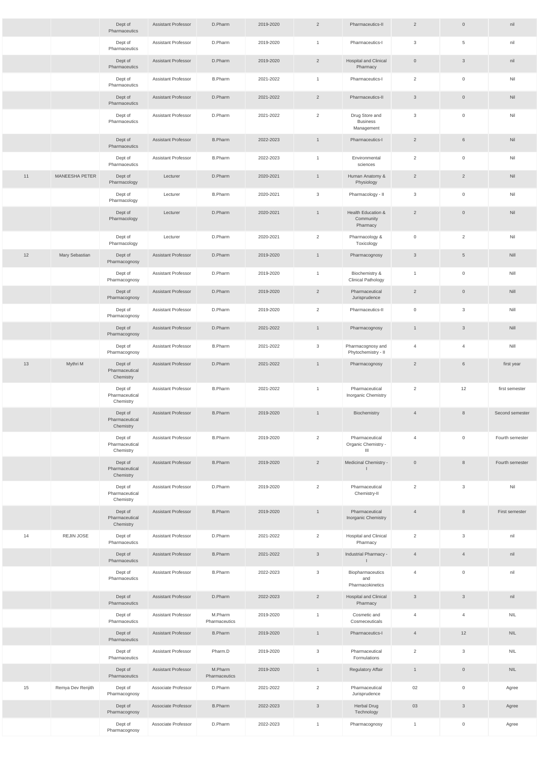| | | | | | | | | | | |
|---|---|---|---|---|---|---|---|---|---|---|
| | | Dept of Pharmaceutics | Assistant Professor | D.Pharm | 2019-2020 | 2 | Pharmaceutics-II | 2 | 0 | nil |
| | | Dept of Pharmaceutics | Assistant Professor | D.Pharm | 2019-2020 | 1 | Pharmaceutics-I | 3 | 5 | nil |
| | | Dept of Pharmaceutics | Assistant Professor | D.Pharm | 2019-2020 | 2 | Hospital and Clinical Pharmacy | 0 | 3 | nil |
| | | Dept of Pharmaceutics | Assistant Professor | B.Pharm | 2021-2022 | 1 | Pharmaceutics-I | 2 | 0 | Nil |
| | | Dept of Pharmaceutics | Assistant Professor | D.Pharm | 2021-2022 | 2 | Pharmaceutics-II | 3 | 0 | Nil |
| | | Dept of Pharmaceutics | Assistant Professor | D.Pharm | 2021-2022 | 2 | Drug Store and Business Management | 3 | 0 | Nil |
| | | Dept of Pharmaceutics | Assistant Professor | B.Pharm | 2022-2023 | 1 | Pharmaceutics-I | 2 | 6 | Nil |
| | | Dept of Pharmaceutics | Assistant Professor | B.Pharm | 2022-2023 | 1 | Environmental sciences | 2 | 0 | Nil |
| 11 | MANEESHA PETER | Dept of Pharmacology | Lecturer | D.Pharm | 2020-2021 | 1 | Human Anatomy & Physiology | 2 | 2 | Nil |
| | | Dept of Pharmacology | Lecturer | B.Pharm | 2020-2021 | 3 | Pharmacology - II | 3 | 0 | Nil |
| | | Dept of Pharmacology | Lecturer | D.Pharm | 2020-2021 | 1 | Health Education & Community Pharmacy | 2 | 0 | Nil |
| | | Dept of Pharmacology | Lecturer | D.Pharm | 2020-2021 | 2 | Pharmacology & Toxicology | 0 | 2 | Nil |
| 12 | Mary Sebastian | Dept of Pharmacognosy | Assistant Professor | D.Pharm | 2019-2020 | 1 | Pharmacognosy | 3 | 5 | Nill |
| | | Dept of Pharmacognosy | Assistant Professor | D.Pharm | 2019-2020 | 1 | Biochemistry & Clinical Pathology | 1 | 0 | Nill |
| | | Dept of Pharmacognosy | Assistant Professor | D.Pharm | 2019-2020 | 2 | Pharmaceutical Jurisprudence | 2 | 0 | Nill |
| | | Dept of Pharmacognosy | Assistant Professor | D.Pharm | 2019-2020 | 2 | Pharmaceutics-II | 0 | 3 | Nill |
| | | Dept of Pharmacognosy | Assistant Professor | D.Pharm | 2021-2022 | 1 | Pharmacognosy | 1 | 3 | Nill |
| | | Dept of Pharmacognosy | Assistant Professor | B.Pharm | 2021-2022 | 3 | Pharmacognosy and Phytochemistry - II | 4 | 4 | Nill |
| 13 | Mythri M | Dept of Pharmaceutical Chemistry | Assistant Professor | D.Pharm | 2021-2022 | 1 | Pharmacognosy | 2 | 6 | first year |
| | | Dept of Pharmaceutical Chemistry | Assistant Professor | B.Pharm | 2021-2022 | 1 | Pharmaceutical Inorganic Chemistry | 2 | 12 | first semester |
| | | Dept of Pharmaceutical Chemistry | Assistant Professor | B.Pharm | 2019-2020 | 1 | Biochemistry | 4 | 8 | Second semester |
| | | Dept of Pharmaceutical Chemistry | Assistant Professor | B.Pharm | 2019-2020 | 2 | Pharmaceutical Organic Chemistry - III | 4 | 0 | Fourth semester |
| | | Dept of Pharmaceutical Chemistry | Assistant Professor | B.Pharm | 2019-2020 | 2 | Medicinal Chemistry - I | 0 | 8 | Fourth semester |
| | | Dept of Pharmaceutical Chemistry | Assistant Professor | D.Pharm | 2019-2020 | 2 | Pharmaceutical Chemistry-II | 2 | 3 | Nil |
| | | Dept of Pharmaceutical Chemistry | Assistant Professor | B.Pharm | 2019-2020 | 1 | Pharmaceutical Inorganic Chemistry | 4 | 8 | First semester |
| 14 | REJIN JOSE | Dept of Pharmaceutics | Assistant Professor | D.Pharm | 2021-2022 | 2 | Hospital and Clinical Pharmacy | 2 | 3 | nil |
| | | Dept of Pharmaceutics | Assistant Professor | B.Pharm | 2021-2022 | 3 | Industrial Pharmacy - I | 4 | 4 | nil |
| | | Dept of Pharmaceutics | Assistant Professor | B.Pharm | 2022-2023 | 3 | Biopharmaceutics and Pharmacokinetics | 4 | 0 | nil |
| | | Dept of Pharmaceutics | Assistant Professor | D.Pharm | 2022-2023 | 2 | Hospital and Clinical Pharmacy | 3 | 3 | nil |
| | | Dept of Pharmaceutics | Assistant Professor | M.Pharm Pharmaceutics | 2019-2020 | 1 | Cosmetic and Cosmeceuticals | 4 | 4 | NIL |
| | | Dept of Pharmaceutics | Assistant Professor | B.Pharm | 2019-2020 | 1 | Pharmaceutics-I | 4 | 12 | NIL |
| | | Dept of Pharmaceutics | Assistant Professor | Pharm.D | 2019-2020 | 3 | Pharmaceutical Formulations | 2 | 3 | NIL |
| | | Dept of Pharmaceutics | Assistant Professor | M.Pharm Pharmaceutics | 2019-2020 | 1 | Regulatory Affair | 1 | 0 | NIL |
| 15 | Remya Dev Renjith | Dept of Pharmacognosy | Associate Professor | D.Pharm | 2021-2022 | 2 | Pharmaceutical Jurisprudence | 02 | 0 | Agree |
| | | Dept of Pharmacognosy | Associate Professor | B.Pharm | 2022-2023 | 3 | Herbal Drug Technology | 03 | 3 | Agree |
| | | Dept of Pharmacognosy | Associate Professor | D.Pharm | 2022-2023 | 1 | Pharmacognosy | 1 | 0 | Agree |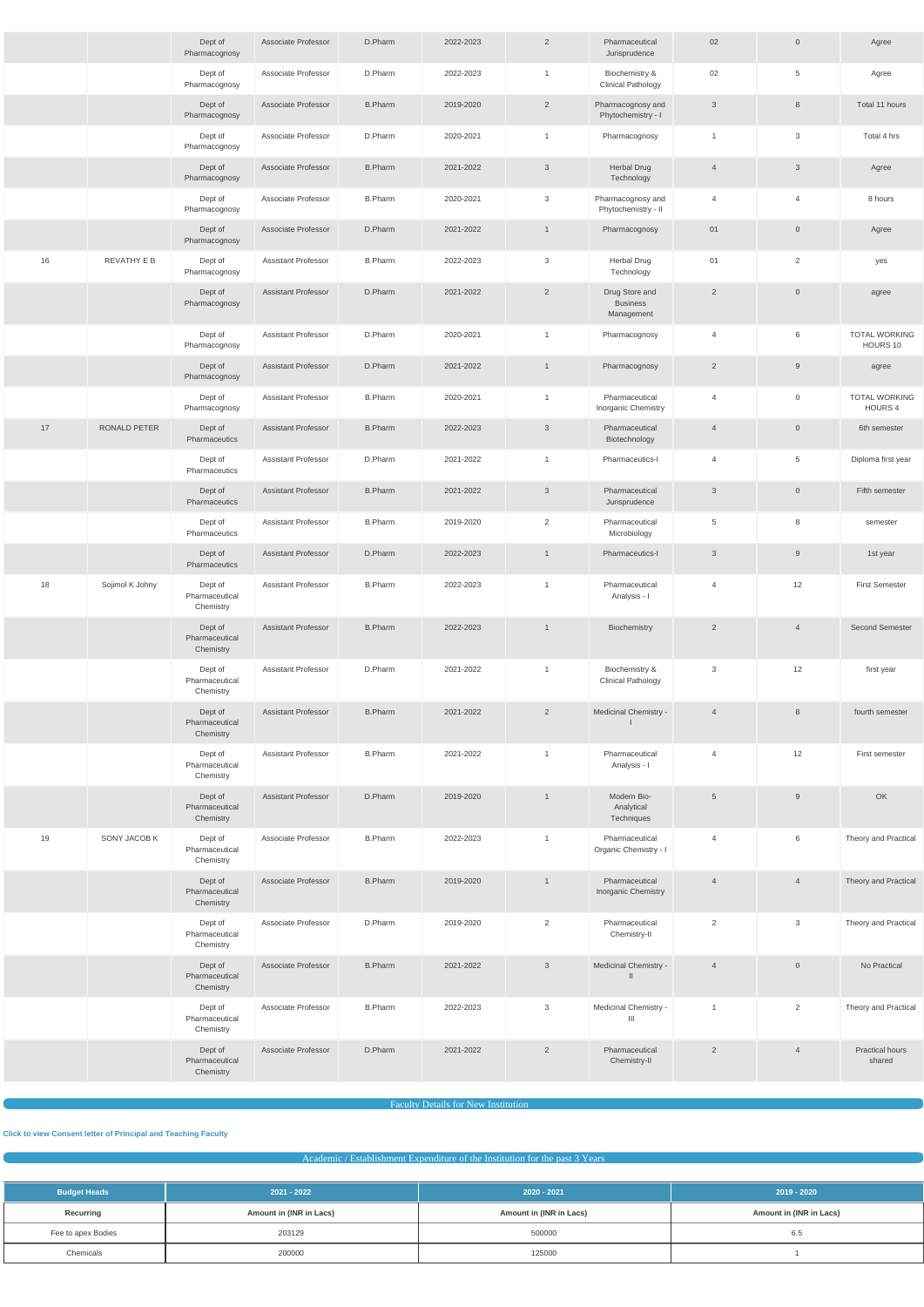| | | Dept of Pharmacognosy | Associate Professor | D.Pharm | 2022-2023 | 2 | Pharmaceutical Jurisprudence | 02 | 0 | Agree |
|---|---|---|---|---|---|---|---|---|---|---|
| | | Dept of Pharmacognosy | Associate Professor | D.Pharm | 2022-2023 | 1 | Biochemistry & Clinical Pathology | 02 | 5 | Agree |
| | | Dept of Pharmacognosy | Associate Professor | B.Pharm | 2019-2020 | 2 | Pharmacognosy and Phytochemistry - I | 3 | 8 | Total 11 hours |
| | | Dept of Pharmacognosy | Associate Professor | D.Pharm | 2020-2021 | 1 | Pharmacognosy | 1 | 3 | Total 4 hrs |
| | | Dept of Pharmacognosy | Associate Professor | B.Pharm | 2021-2022 | 3 | Herbal Drug Technology | 4 | 3 | Agree |
| | | Dept of Pharmacognosy | Associate Professor | B.Pharm | 2020-2021 | 3 | Pharmacognosy and Phytochemistry - II | 4 | 4 | 8 hours |
| | | Dept of Pharmacognosy | Associate Professor | D.Pharm | 2021-2022 | 1 | Pharmacognosy | 01 | 0 | Agree |
| 16 | REVATHY E B | Dept of Pharmacognosy | Assistant Professor | B.Pharm | 2022-2023 | 3 | Herbal Drug Technology | 01 | 2 | yes |
| | | Dept of Pharmacognosy | Assistant Professor | D.Pharm | 2021-2022 | 2 | Drug Store and Business Management | 2 | 0 | agree |
| | | Dept of Pharmacognosy | Assistant Professor | D.Pharm | 2020-2021 | 1 | Pharmacognosy | 4 | 6 | TOTAL WORKING HOURS 10 |
| | | Dept of Pharmacognosy | Assistant Professor | D.Pharm | 2021-2022 | 1 | Pharmacognosy | 2 | 9 | agree |
| | | Dept of Pharmacognosy | Assistant Professor | B.Pharm | 2020-2021 | 1 | Pharmaceutical Inorganic Chemistry | 4 | 0 | TOTAL WORKING HOURS 4 |
| 17 | RONALD PETER | Dept of Pharmaceutics | Assistant Professor | B.Pharm | 2022-2023 | 3 | Pharmaceutical Biotechnology | 4 | 0 | 6th semester |
| | | Dept of Pharmaceutics | Assistant Professor | D.Pharm | 2021-2022 | 1 | Pharmaceutics-I | 4 | 5 | Diploma first year |
| | | Dept of Pharmaceutics | Assistant Professor | B.Pharm | 2021-2022 | 3 | Pharmaceutical Jurisprudence | 3 | 0 | Fifth semester |
| | | Dept of Pharmaceutics | Assistant Professor | B.Pharm | 2019-2020 | 2 | Pharmaceutical Microbiology | 5 | 8 | semester |
| | | Dept of Pharmaceutics | Assistant Professor | D.Pharm | 2022-2023 | 1 | Pharmaceutics-I | 3 | 9 | 1st year |
| 18 | Sojimol K Johny | Dept of Pharmaceutical Chemistry | Assistant Professor | B.Pharm | 2022-2023 | 1 | Pharmaceutical Analysis - I | 4 | 12 | First Semester |
| | | Dept of Pharmaceutical Chemistry | Assistant Professor | B.Pharm | 2022-2023 | 1 | Biochemistry | 2 | 4 | Second Semester |
| | | Dept of Pharmaceutical Chemistry | Assistant Professor | D.Pharm | 2021-2022 | 1 | Biochemistry & Clinical Pathology | 3 | 12 | first year |
| | | Dept of Pharmaceutical Chemistry | Assistant Professor | B.Pharm | 2021-2022 | 2 | Medicinal Chemistry - I | 4 | 8 | fourth semester |
| | | Dept of Pharmaceutical Chemistry | Assistant Professor | B.Pharm | 2021-2022 | 1 | Pharmaceutical Analysis - I | 4 | 12 | First semester |
| | | Dept of Pharmaceutical Chemistry | Assistant Professor | D.Pharm | 2019-2020 | 1 | Modern Bio-Analytical Techniques | 5 | 9 | OK |
| 19 | SONY JACOB K | Dept of Pharmaceutical Chemistry | Associate Professor | B.Pharm | 2022-2023 | 1 | Pharmaceutical Organic Chemistry - I | 4 | 6 | Theory and Practical |
| | | Dept of Pharmaceutical Chemistry | Associate Professor | B.Pharm | 2019-2020 | 1 | Pharmaceutical Inorganic Chemistry | 4 | 4 | Theory and Practical |
| | | Dept of Pharmaceutical Chemistry | Associate Professor | D.Pharm | 2019-2020 | 2 | Pharmaceutical Chemistry-II | 2 | 3 | Theory and Practical |
| | | Dept of Pharmaceutical Chemistry | Associate Professor | B.Pharm | 2021-2022 | 3 | Medicinal Chemistry - II | 4 | 0 | No Practical |
| | | Dept of Pharmaceutical Chemistry | Associate Professor | B.Pharm | 2022-2023 | 3 | Medicinal Chemistry - III | 1 | 2 | Theory and Practical |
| | | Dept of Pharmaceutical Chemistry | Associate Professor | D.Pharm | 2021-2022 | 2 | Pharmaceutical Chemistry-II | 2 | 4 | Practical hours shared |

## Faculty Details for New Institution

**Click to view Consent letter of Principal and Teaching Faculty**

## Academic / Establishment Expenditure of the Institution for the past 3 Years

| Budget Heads | 2021 - 2022 | 2020 - 2021 | 2019 - 2020 |
|---|---|---|---|
| **Recurring** | **Amount in (INR in Lacs)** | **Amount in (INR in Lacs)** | **Amount in (INR in Lacs)** |
| Fee to apex Bodies | 203129 | 500000 | 6.5 |
| Chemicals | 200000 | 125000 | 1 |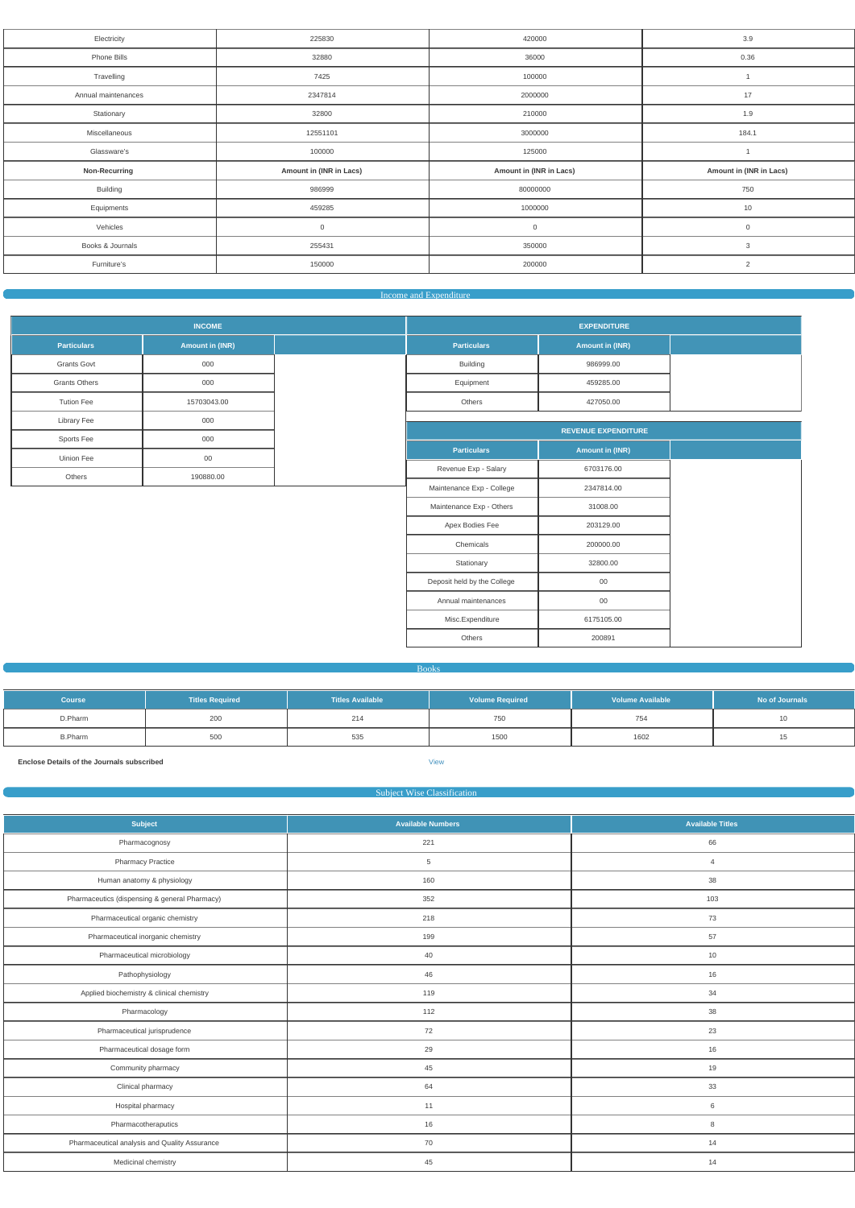| | | | |
|---|---|---|---|
| Electricity | 225830 | 420000 | 3.9 |
| Phone Bills | 32880 | 36000 | 0.36 |
| Travelling | 7425 | 100000 | 1 |
| Annual maintenances | 2347814 | 2000000 | 17 |
| Stationary | 32800 | 210000 | 1.9 |
| Miscellaneous | 12551101 | 3000000 | 184.1 |
| Glassware's | 100000 | 125000 | 1 |
| **Non-Recurring** | **Amount in (INR in Lacs)** | **Amount in (INR in Lacs)** | **Amount in (INR in Lacs)** |
| Building | 986999 | 80000000 | 750 |
| Equipments | 459285 | 1000000 | 10 |
| Vehicles | 0 | 0 | 0 |
| Books & Journals | 255431 | 350000 | 3 |
| Furniture's | 150000 | 200000 | 2 |

## Income and Expenditure

**INCOME**

| Particulars | Amount in (INR) | |
|---|---|---|
| Grants Govt | 000 | |
| Grants Others | 000 | |
| Tution Fee | 15703043.00 | |
| Library Fee | 000 | |
| Sports Fee | 000 | |
| Uinion Fee | 00 | |
| Others | 190880.00 | |

**EXPENDITURE**

| Particulars | Amount in (INR) | |
|---|---|---|
| Building | 986999.00 | |
| Equipment | 459285.00 | |
| Others | 427050.00 | |

**REVENUE EXPENDITURE**

| Particulars | Amount in (INR) | |
|---|---|---|
| Revenue Exp - Salary | 6703176.00 | |
| Maintenance Exp - College | 2347814.00 | |
| Maintenance Exp - Others | 31008.00 | |
| Apex Bodies Fee | 203129.00 | |
| Chemicals | 200000.00 | |
| Stationary | 32800.00 | |
| Deposit held by the College | 00 | |
| Annual maintenances | 00 | |
| Misc.Expenditure | 6175105.00 | |
| Others | 200891 | |

## Books

| Course | Titles Required | Titles Available | Volume Required | Volume Available | No of Journals |
|---|---|---|---|---|---|
| D.Pharm | 200 | 214 | 750 | 754 | 10 |
| B.Pharm | 500 | 535 | 1500 | 1602 | 15 |

**Enclose Details of the Journals subscribed** View

## Subject Wise Classification

| Subject | Available Numbers | Available Titles |
|---|---|---|
| Pharmacognosy | 221 | 66 |
| Pharmacy Practice | 5 | 4 |
| Human anatomy & physiology | 160 | 38 |
| Pharmaceutics (dispensing & general Pharmacy) | 352 | 103 |
| Pharmaceutical organic chemistry | 218 | 73 |
| Pharmaceutical inorganic chemistry | 199 | 57 |
| Pharmaceutical microbiology | 40 | 10 |
| Pathophysiology | 46 | 16 |
| Applied biochemistry & clinical chemistry | 119 | 34 |
| Pharmacology | 112 | 38 |
| Pharmaceutical jurisprudence | 72 | 23 |
| Pharmaceutical dosage form | 29 | 16 |
| Community pharmacy | 45 | 19 |
| Clinical pharmacy | 64 | 33 |
| Hospital pharmacy | 11 | 6 |
| Pharmacotheraputics | 16 | 8 |
| Pharmaceutical analysis and Quality Assurance | 70 | 14 |
| Medicinal chemistry | 45 | 14 |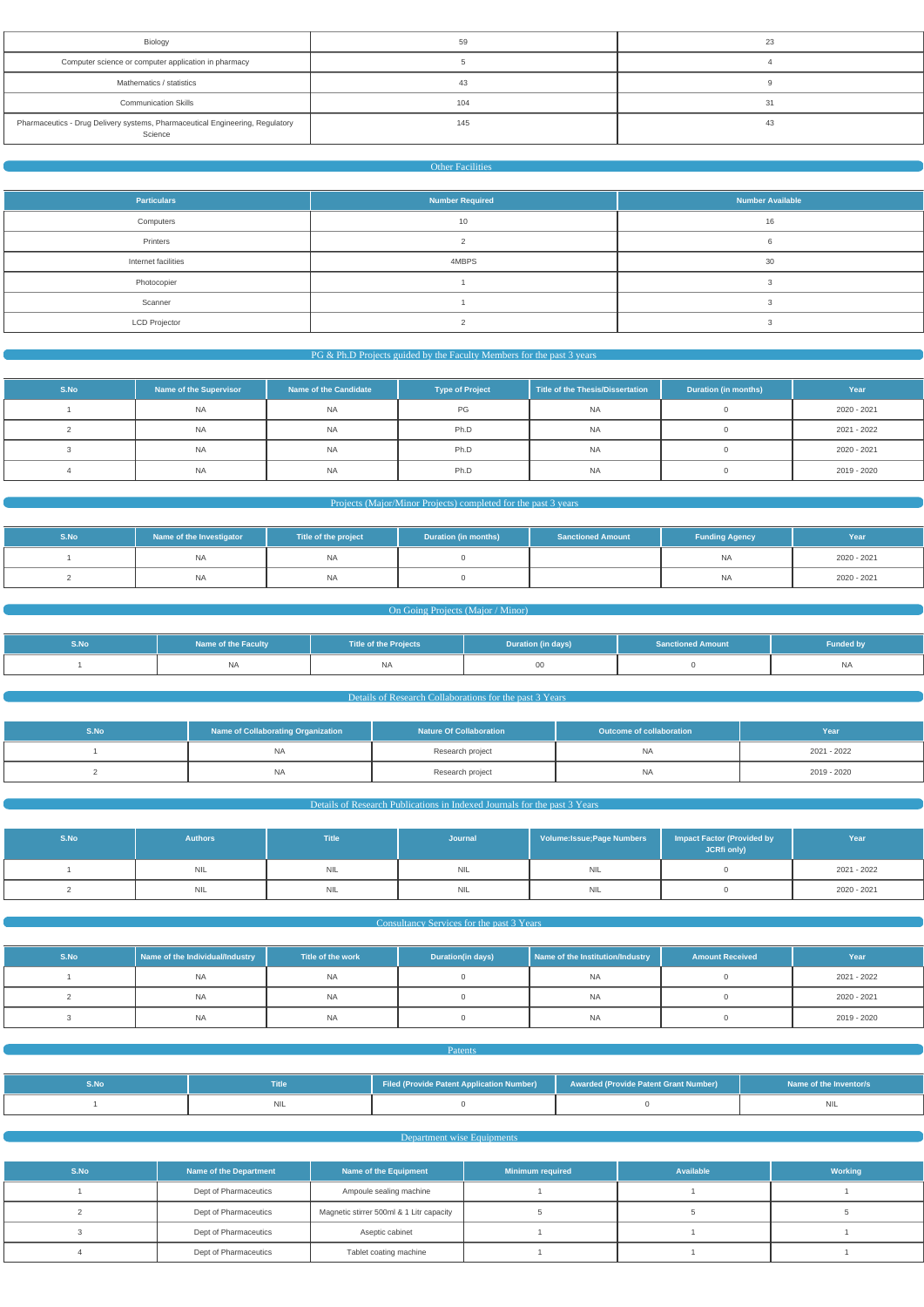| Biology | 59 | 23 |
|---|---|---|
| Computer science or computer application in pharmacy | 5 | 4 |
| Mathematics / statistics | 43 | 9 |
| Communication Skills | 104 | 31 |
| Pharmaceutics - Drug Delivery systems, Pharmaceutical Engineering, Regulatory Science | 145 | 43 |

## Other Facilities

| Particulars | Number Required | Number Available |
|---|---|---|
| Computers | 10 | 16 |
| Printers | 2 | 6 |
| Internet facilities | 4MBPS | 30 |
| Photocopier | 1 | 3 |
| Scanner | 1 | 3 |
| LCD Projector | 2 | 3 |

## PG & Ph.D Projects guided by the Faculty Members for the past 3 years

| S.No | Name of the Supervisor | Name of the Candidate | Type of Project | Title of the Thesis/Dissertation | Duration (in months) | Year |
|---|---|---|---|---|---|---|
| 1 | NA | NA | PG | NA | 0 | 2020 - 2021 |
| 2 | NA | NA | Ph.D | NA | 0 | 2021 - 2022 |
| 3 | NA | NA | Ph.D | NA | 0 | 2020 - 2021 |
| 4 | NA | NA | Ph.D | NA | 0 | 2019 - 2020 |

## Projects (Major/Minor Projects) completed for the past 3 years

| S.No | Name of the Investigator | Title of the project | Duration (in months) | Sanctioned Amount | Funding Agency | Year |
|---|---|---|---|---|---|---|
| 1 | NA | NA | 0 | | NA | 2020 - 2021 |
| 2 | NA | NA | 0 | | NA | 2020 - 2021 |

## On Going Projects (Major / Minor)

| S.No | Name of the Faculty | Title of the Projects | Duration (in days) | Sanctioned Amount | Funded by |
|---|---|---|---|---|---|
| 1 | NA | NA | 00 | 0 | NA |

## Details of Research Collaborations for the past 3 Years

| S.No | Name of Collaborating Organization | Nature Of Collaboration | Outcome of collaboration | Year |
|---|---|---|---|---|
| 1 | NA | Research project | NA | 2021 - 2022 |
| 2 | NA | Research project | NA | 2019 - 2020 |

## Details of Research Publications in Indexed Journals for the past 3 Years

| S.No | Authors | Title | Journal | Volume:Issue;Page Numbers | Impact Factor (Provided by JCRfi only) | Year |
|---|---|---|---|---|---|---|
| 1 | NIL | NIL | NIL | NIL | 0 | 2021 - 2022 |
| 2 | NIL | NIL | NIL | NIL | 0 | 2020 - 2021 |

## Consultancy Services for the past 3 Years

| S.No | Name of the Individual/Industry | Title of the work | Duration(in days) | Name of the Institution/Industry | Amount Received | Year |
|---|---|---|---|---|---|---|
| 1 | NA | NA | 0 | NA | 0 | 2021 - 2022 |
| 2 | NA | NA | 0 | NA | 0 | 2020 - 2021 |
| 3 | NA | NA | 0 | NA | 0 | 2019 - 2020 |

## Patents

| S.No | Title | Filed (Provide Patent Application Number) | Awarded (Provide Patent Grant Number) | Name of the Inventor/s |
|---|---|---|---|---|
| 1 | NIL | 0 | 0 | NIL |

## Department wise Equipments

| S.No | Name of the Department | Name of the Equipment | Minimum required | Available | Working |
|---|---|---|---|---|---|
| 1 | Dept of Pharmaceutics | Ampoule sealing machine | 1 | 1 | 1 |
| 2 | Dept of Pharmaceutics | Magnetic stirrer 500ml & 1 Litr capacity | 5 | 5 | 5 |
| 3 | Dept of Pharmaceutics | Aseptic cabinet | 1 | 1 | 1 |
| 4 | Dept of Pharmaceutics | Tablet coating machine | 1 | 1 | 1 |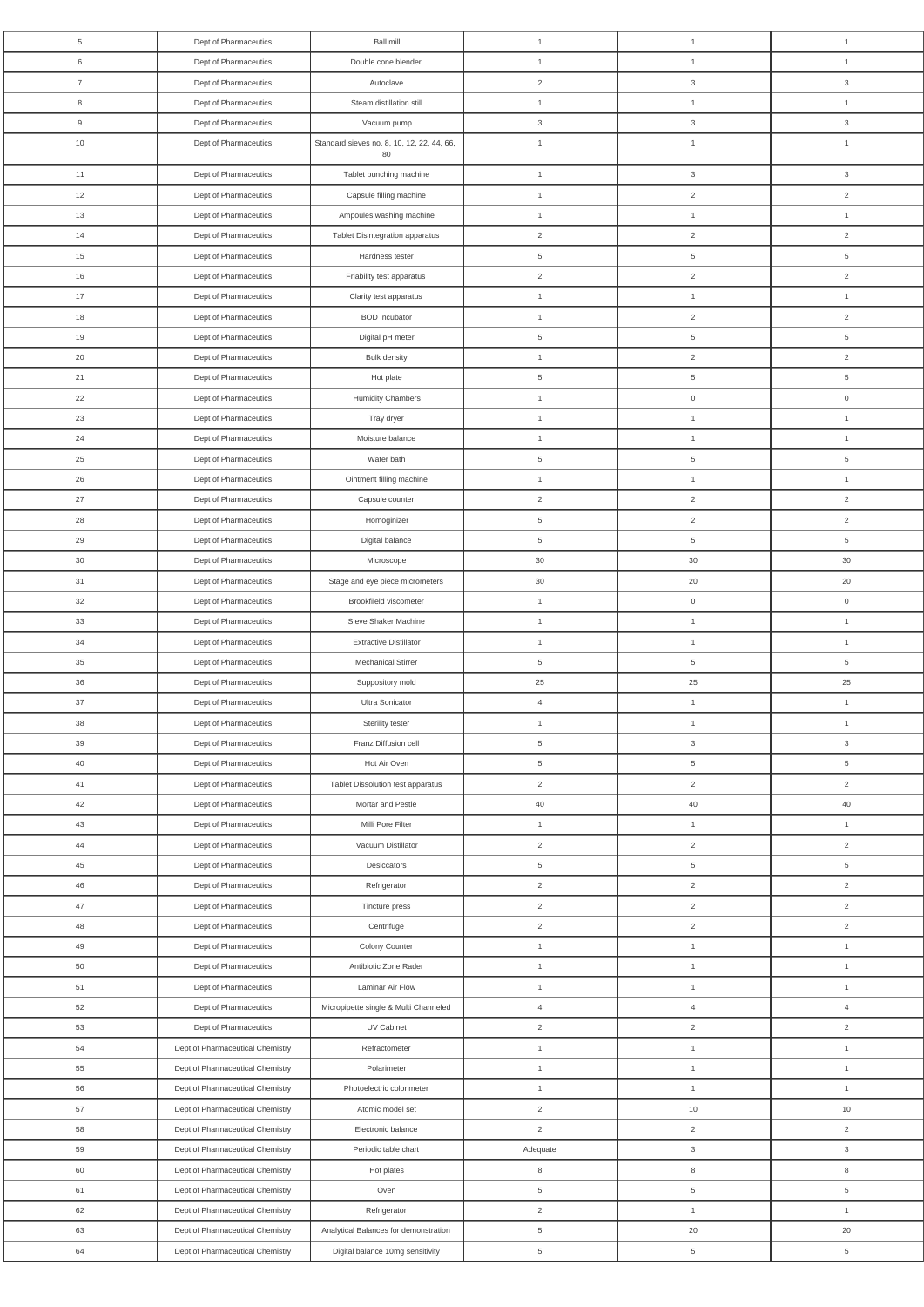| | | | | | |
|---|---|---|---|---|---|
| 5 | Dept of Pharmaceutics | Ball mill | 1 | 1 | 1 |
| 6 | Dept of Pharmaceutics | Double cone blender | 1 | 1 | 1 |
| 7 | Dept of Pharmaceutics | Autoclave | 2 | 3 | 3 |
| 8 | Dept of Pharmaceutics | Steam distillation still | 1 | 1 | 1 |
| 9 | Dept of Pharmaceutics | Vacuum pump | 3 | 3 | 3 |
| 10 | Dept of Pharmaceutics | Standard sieves no. 8, 10, 12, 22, 44, 66, 80 | 1 | 1 | 1 |
| 11 | Dept of Pharmaceutics | Tablet punching machine | 1 | 3 | 3 |
| 12 | Dept of Pharmaceutics | Capsule filling machine | 1 | 2 | 2 |
| 13 | Dept of Pharmaceutics | Ampoules washing machine | 1 | 1 | 1 |
| 14 | Dept of Pharmaceutics | Tablet Disintegration apparatus | 2 | 2 | 2 |
| 15 | Dept of Pharmaceutics | Hardness tester | 5 | 5 | 5 |
| 16 | Dept of Pharmaceutics | Friability test apparatus | 2 | 2 | 2 |
| 17 | Dept of Pharmaceutics | Clarity test apparatus | 1 | 1 | 1 |
| 18 | Dept of Pharmaceutics | BOD Incubator | 1 | 2 | 2 |
| 19 | Dept of Pharmaceutics | Digital pH meter | 5 | 5 | 5 |
| 20 | Dept of Pharmaceutics | Bulk density | 1 | 2 | 2 |
| 21 | Dept of Pharmaceutics | Hot plate | 5 | 5 | 5 |
| 22 | Dept of Pharmaceutics | Humidity Chambers | 1 | 0 | 0 |
| 23 | Dept of Pharmaceutics | Tray dryer | 1 | 1 | 1 |
| 24 | Dept of Pharmaceutics | Moisture balance | 1 | 1 | 1 |
| 25 | Dept of Pharmaceutics | Water bath | 5 | 5 | 5 |
| 26 | Dept of Pharmaceutics | Ointment filling machine | 1 | 1 | 1 |
| 27 | Dept of Pharmaceutics | Capsule counter | 2 | 2 | 2 |
| 28 | Dept of Pharmaceutics | Homoginizer | 5 | 2 | 2 |
| 29 | Dept of Pharmaceutics | Digital balance | 5 | 5 | 5 |
| 30 | Dept of Pharmaceutics | Microscope | 30 | 30 | 30 |
| 31 | Dept of Pharmaceutics | Stage and eye piece micrometers | 30 | 20 | 20 |
| 32 | Dept of Pharmaceutics | Brookfileld viscometer | 1 | 0 | 0 |
| 33 | Dept of Pharmaceutics | Sieve Shaker Machine | 1 | 1 | 1 |
| 34 | Dept of Pharmaceutics | Extractive Distillator | 1 | 1 | 1 |
| 35 | Dept of Pharmaceutics | Mechanical Stirrer | 5 | 5 | 5 |
| 36 | Dept of Pharmaceutics | Suppository mold | 25 | 25 | 25 |
| 37 | Dept of Pharmaceutics | Ultra Sonicator | 4 | 1 | 1 |
| 38 | Dept of Pharmaceutics | Sterility tester | 1 | 1 | 1 |
| 39 | Dept of Pharmaceutics | Franz Diffusion cell | 5 | 3 | 3 |
| 40 | Dept of Pharmaceutics | Hot Air Oven | 5 | 5 | 5 |
| 41 | Dept of Pharmaceutics | Tablet Dissolution test apparatus | 2 | 2 | 2 |
| 42 | Dept of Pharmaceutics | Mortar and Pestle | 40 | 40 | 40 |
| 43 | Dept of Pharmaceutics | Milli Pore Filter | 1 | 1 | 1 |
| 44 | Dept of Pharmaceutics | Vacuum Distillator | 2 | 2 | 2 |
| 45 | Dept of Pharmaceutics | Desiccators | 5 | 5 | 5 |
| 46 | Dept of Pharmaceutics | Refrigerator | 2 | 2 | 2 |
| 47 | Dept of Pharmaceutics | Tincture press | 2 | 2 | 2 |
| 48 | Dept of Pharmaceutics | Centrifuge | 2 | 2 | 2 |
| 49 | Dept of Pharmaceutics | Colony Counter | 1 | 1 | 1 |
| 50 | Dept of Pharmaceutics | Antibiotic Zone Rader | 1 | 1 | 1 |
| 51 | Dept of Pharmaceutics | Laminar Air Flow | 1 | 1 | 1 |
| 52 | Dept of Pharmaceutics | Micropipette single & Multi Channeled | 4 | 4 | 4 |
| 53 | Dept of Pharmaceutics | UV Cabinet | 2 | 2 | 2 |
| 54 | Dept of Pharmaceutical Chemistry | Refractometer | 1 | 1 | 1 |
| 55 | Dept of Pharmaceutical Chemistry | Polarimeter | 1 | 1 | 1 |
| 56 | Dept of Pharmaceutical Chemistry | Photoelectric colorimeter | 1 | 1 | 1 |
| 57 | Dept of Pharmaceutical Chemistry | Atomic model set | 2 | 10 | 10 |
| 58 | Dept of Pharmaceutical Chemistry | Electronic balance | 2 | 2 | 2 |
| 59 | Dept of Pharmaceutical Chemistry | Periodic table chart | Adequate | 3 | 3 |
| 60 | Dept of Pharmaceutical Chemistry | Hot plates | 8 | 8 | 8 |
| 61 | Dept of Pharmaceutical Chemistry | Oven | 5 | 5 | 5 |
| 62 | Dept of Pharmaceutical Chemistry | Refrigerator | 2 | 1 | 1 |
| 63 | Dept of Pharmaceutical Chemistry | Analytical Balances for demonstration | 5 | 20 | 20 |
| 64 | Dept of Pharmaceutical Chemistry | Digital balance 10mg sensitivity | 5 | 5 | 5 |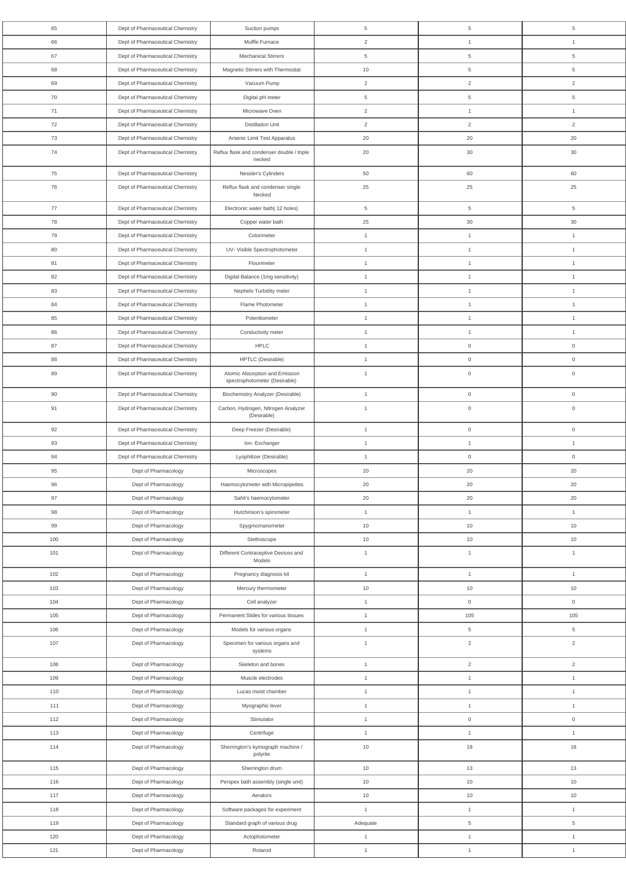| 65 | Dept of Pharmaceutical Chemistry | Suction pumps | 5 | 5 | 5 |
|---|---|---|---|---|---|
| 66 | Dept of Pharmaceutical Chemistry | Muffle Furnace | 2 | 1 | 1 |
| 67 | Dept of Pharmaceutical Chemistry | Mechanical Stirrers | 5 | 5 | 5 |
| 68 | Dept of Pharmaceutical Chemistry | Magnetic Stirrers with Thermostat | 10 | 5 | 5 |
| 69 | Dept of Pharmaceutical Chemistry | Vacuum Pump | 2 | 2 | 2 |
| 70 | Dept of Pharmaceutical Chemistry | Digital pH meter | 5 | 5 | 5 |
| 71 | Dept of Pharmaceutical Chemistry | Microwave Oven | 2 | 1 | 1 |
| 72 | Dept of Pharmaceutical Chemistry | Distillation Unit | 2 | 2 | 2 |
| 73 | Dept of Pharmaceutical Chemistry | Arsenic Limit Test Apparatus | 20 | 20 | 20 |
| 74 | Dept of Pharmaceutical Chemistry | Reflux flask and condenser double / triple necked | 20 | 30 | 30 |
| 75 | Dept of Pharmaceutical Chemistry | Nessler's Cylinders | 50 | 60 | 60 |
| 76 | Dept of Pharmaceutical Chemistry | Reflux flask and condenser single Necked | 25 | 25 | 25 |
| 77 | Dept of Pharmaceutical Chemistry | Electronic water bath( 12 holes) | 5 | 5 | 5 |
| 78 | Dept of Pharmaceutical Chemistry | Copper water bath | 25 | 30 | 30 |
| 79 | Dept of Pharmaceutical Chemistry | Colorimeter | 1 | 1 | 1 |
| 80 | Dept of Pharmaceutical Chemistry | UV- Visible Spectrophotometer | 1 | 1 | 1 |
| 81 | Dept of Pharmaceutical Chemistry | Flourimeter | 1 | 1 | 1 |
| 82 | Dept of Pharmaceutical Chemistry | Digital Balance (1mg sensitivity) | 1 | 1 | 1 |
| 83 | Dept of Pharmaceutical Chemistry | Nephelo Turbidity meter | 1 | 1 | 1 |
| 84 | Dept of Pharmaceutical Chemistry | Flame Photometer | 1 | 1 | 1 |
| 85 | Dept of Pharmaceutical Chemistry | Potentiometer | 1 | 1 | 1 |
| 86 | Dept of Pharmaceutical Chemistry | Conductivity meter | 1 | 1 | 1 |
| 87 | Dept of Pharmaceutical Chemistry | HPLC | 1 | 0 | 0 |
| 88 | Dept of Pharmaceutical Chemistry | HPTLC (Desirable) | 1 | 0 | 0 |
| 89 | Dept of Pharmaceutical Chemistry | Atomic Absorption and Emission spectrophotometer (Desirable) | 1 | 0 | 0 |
| 90 | Dept of Pharmaceutical Chemistry | Biochemistry Analyzer (Desirable) | 1 | 0 | 0 |
| 91 | Dept of Pharmaceutical Chemistry | Carbon, Hydrogen, Nitrogen Analyzer (Desirable) | 1 | 0 | 0 |
| 92 | Dept of Pharmaceutical Chemistry | Deep Freezer (Desirable) | 1 | 0 | 0 |
| 93 | Dept of Pharmaceutical Chemistry | Ion- Exchanger | 1 | 1 | 1 |
| 94 | Dept of Pharmaceutical Chemistry | Lyophilizer (Desirable) | 1 | 0 | 0 |
| 95 | Dept of Pharmacology | Microscopes | 20 | 20 | 20 |
| 96 | Dept of Pharmacology | Haemocytometer with Micropipettes | 20 | 20 | 20 |
| 97 | Dept of Pharmacology | Sahli's haemocytometer | 20 | 20 | 20 |
| 98 | Dept of Pharmacology | Hutchinson's spirometer | 1 | 1 | 1 |
| 99 | Dept of Pharmacology | Spygmomanometer | 10 | 10 | 10 |
| 100 | Dept of Pharmacology | Stethoscope | 10 | 10 | 10 |
| 101 | Dept of Pharmacology | Different Contraceptive Devices and Models | 1 | 1 | 1 |
| 102 | Dept of Pharmacology | Pregnancy diagnosis kit | 1 | 1 | 1 |
| 103 | Dept of Pharmacology | Mercury thermometer | 10 | 10 | 10 |
| 104 | Dept of Pharmacology | Cell analyzer | 1 | 0 | 0 |
| 105 | Dept of Pharmacology | Permanent Slides for various tissues | 1 | 105 | 105 |
| 106 | Dept of Pharmacology | Models for various organs | 1 | 5 | 5 |
| 107 | Dept of Pharmacology | Specimen for various organs and systems | 1 | 2 | 2 |
| 108 | Dept of Pharmacology | Skeleton and bones | 1 | 2 | 2 |
| 109 | Dept of Pharmacology | Muscle electrodes | 1 | 1 | 1 |
| 110 | Dept of Pharmacology | Lucas moist chamber | 1 | 1 | 1 |
| 111 | Dept of Pharmacology | Myographic lever | 1 | 1 | 1 |
| 112 | Dept of Pharmacology | Stimulator | 1 | 0 | 0 |
| 113 | Dept of Pharmacology | Centrifuge | 1 | 1 | 1 |
| 114 | Dept of Pharmacology | Sherrington's kymograph machine / polyrite | 10 | 18 | 18 |
| 115 | Dept of Pharmacology | Sherrington drum | 10 | 13 | 13 |
| 116 | Dept of Pharmacology | Perspex bath assembly (single unit) | 10 | 10 | 10 |
| 117 | Dept of Pharmacology | Aerators | 10 | 10 | 10 |
| 118 | Dept of Pharmacology | Software packages for experiment | 1 | 1 | 1 |
| 119 | Dept of Pharmacology | Standard graph of various drug | Adequate | 5 | 5 |
| 120 | Dept of Pharmacology | Actophotometer | 1 | 1 | 1 |
| 121 | Dept of Pharmacology | Rotarod | 1 | 1 | 1 |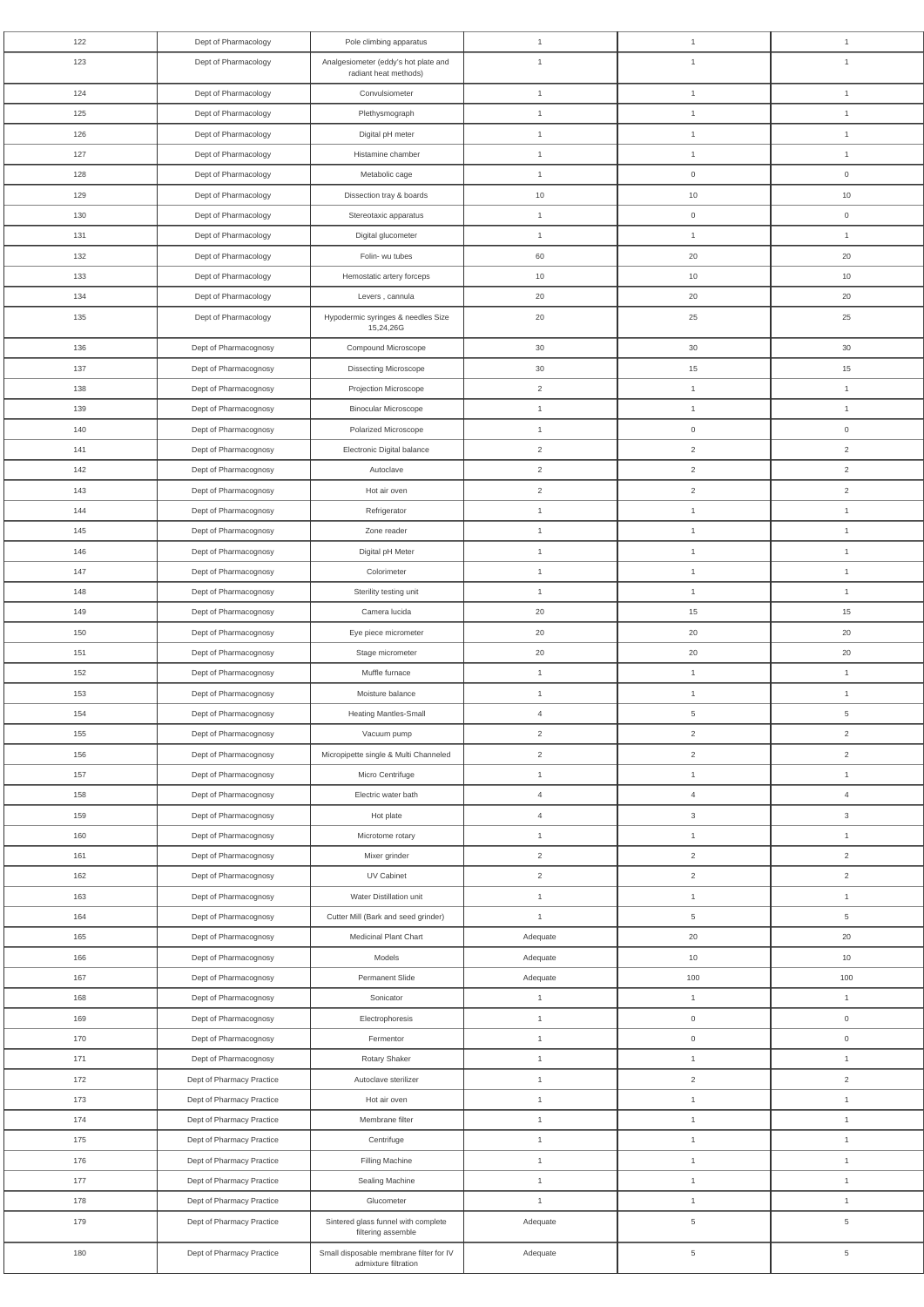| | | | | | |
|---|---|---|---|---|---|
| 122 | Dept of Pharmacology | Pole climbing apparatus | 1 | 1 | 1 |
| 123 | Dept of Pharmacology | Analgesiometer (eddy's hot plate and radiant heat methods) | 1 | 1 | 1 |
| 124 | Dept of Pharmacology | Convulsiometer | 1 | 1 | 1 |
| 125 | Dept of Pharmacology | Plethysmograph | 1 | 1 | 1 |
| 126 | Dept of Pharmacology | Digital pH meter | 1 | 1 | 1 |
| 127 | Dept of Pharmacology | Histamine chamber | 1 | 1 | 1 |
| 128 | Dept of Pharmacology | Metabolic cage | 1 | 0 | 0 |
| 129 | Dept of Pharmacology | Dissection tray & boards | 10 | 10 | 10 |
| 130 | Dept of Pharmacology | Stereotaxic apparatus | 1 | 0 | 0 |
| 131 | Dept of Pharmacology | Digital glucometer | 1 | 1 | 1 |
| 132 | Dept of Pharmacology | Folin- wu tubes | 60 | 20 | 20 |
| 133 | Dept of Pharmacology | Hemostatic artery forceps | 10 | 10 | 10 |
| 134 | Dept of Pharmacology | Levers , cannula | 20 | 20 | 20 |
| 135 | Dept of Pharmacology | Hypodermic syringes & needles Size 15,24,26G | 20 | 25 | 25 |
| 136 | Dept of Pharmacognosy | Compound Microscope | 30 | 30 | 30 |
| 137 | Dept of Pharmacognosy | Dissecting Microscope | 30 | 15 | 15 |
| 138 | Dept of Pharmacognosy | Projection Microscope | 2 | 1 | 1 |
| 139 | Dept of Pharmacognosy | Binocular Microscope | 1 | 1 | 1 |
| 140 | Dept of Pharmacognosy | Polarized Microscope | 1 | 0 | 0 |
| 141 | Dept of Pharmacognosy | Electronic Digital balance | 2 | 2 | 2 |
| 142 | Dept of Pharmacognosy | Autoclave | 2 | 2 | 2 |
| 143 | Dept of Pharmacognosy | Hot air oven | 2 | 2 | 2 |
| 144 | Dept of Pharmacognosy | Refrigerator | 1 | 1 | 1 |
| 145 | Dept of Pharmacognosy | Zone reader | 1 | 1 | 1 |
| 146 | Dept of Pharmacognosy | Digital pH Meter | 1 | 1 | 1 |
| 147 | Dept of Pharmacognosy | Colorimeter | 1 | 1 | 1 |
| 148 | Dept of Pharmacognosy | Sterility testing unit | 1 | 1 | 1 |
| 149 | Dept of Pharmacognosy | Camera lucida | 20 | 15 | 15 |
| 150 | Dept of Pharmacognosy | Eye piece micrometer | 20 | 20 | 20 |
| 151 | Dept of Pharmacognosy | Stage micrometer | 20 | 20 | 20 |
| 152 | Dept of Pharmacognosy | Muffle furnace | 1 | 1 | 1 |
| 153 | Dept of Pharmacognosy | Moisture balance | 1 | 1 | 1 |
| 154 | Dept of Pharmacognosy | Heating Mantles-Small | 4 | 5 | 5 |
| 155 | Dept of Pharmacognosy | Vacuum pump | 2 | 2 | 2 |
| 156 | Dept of Pharmacognosy | Micropipette single & Multi Channeled | 2 | 2 | 2 |
| 157 | Dept of Pharmacognosy | Micro Centrifuge | 1 | 1 | 1 |
| 158 | Dept of Pharmacognosy | Electric water bath | 4 | 4 | 4 |
| 159 | Dept of Pharmacognosy | Hot plate | 4 | 3 | 3 |
| 160 | Dept of Pharmacognosy | Microtome rotary | 1 | 1 | 1 |
| 161 | Dept of Pharmacognosy | Mixer grinder | 2 | 2 | 2 |
| 162 | Dept of Pharmacognosy | UV Cabinet | 2 | 2 | 2 |
| 163 | Dept of Pharmacognosy | Water Distillation unit | 1 | 1 | 1 |
| 164 | Dept of Pharmacognosy | Cutter Mill (Bark and seed grinder) | 1 | 5 | 5 |
| 165 | Dept of Pharmacognosy | Medicinal Plant Chart | Adequate | 20 | 20 |
| 166 | Dept of Pharmacognosy | Models | Adequate | 10 | 10 |
| 167 | Dept of Pharmacognosy | Permanent Slide | Adequate | 100 | 100 |
| 168 | Dept of Pharmacognosy | Sonicator | 1 | 1 | 1 |
| 169 | Dept of Pharmacognosy | Electrophoresis | 1 | 0 | 0 |
| 170 | Dept of Pharmacognosy | Fermentor | 1 | 0 | 0 |
| 171 | Dept of Pharmacognosy | Rotary Shaker | 1 | 1 | 1 |
| 172 | Dept of Pharmacy Practice | Autoclave sterilizer | 1 | 2 | 2 |
| 173 | Dept of Pharmacy Practice | Hot air oven | 1 | 1 | 1 |
| 174 | Dept of Pharmacy Practice | Membrane filter | 1 | 1 | 1 |
| 175 | Dept of Pharmacy Practice | Centrifuge | 1 | 1 | 1 |
| 176 | Dept of Pharmacy Practice | Filling Machine | 1 | 1 | 1 |
| 177 | Dept of Pharmacy Practice | Sealing Machine | 1 | 1 | 1 |
| 178 | Dept of Pharmacy Practice | Glucometer | 1 | 1 | 1 |
| 179 | Dept of Pharmacy Practice | Sintered glass funnel with complete filtering assemble | Adequate | 5 | 5 |
| 180 | Dept of Pharmacy Practice | Small disposable membrane filter for IV admixture filtration | Adequate | 5 | 5 |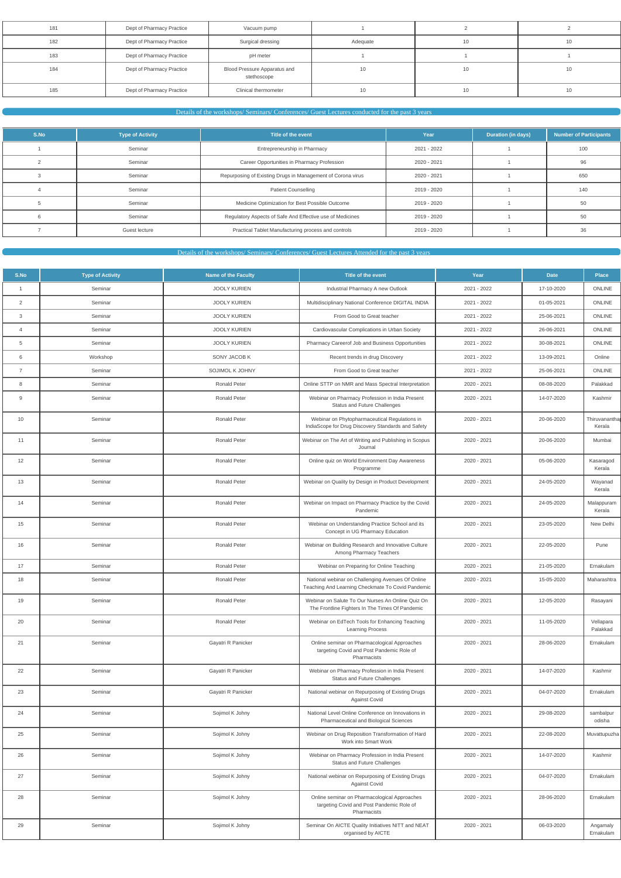| 181 | Dept of Pharmacy Practice | Vacuum pump | 1 | 2 | 2 |
|---|---|---|---|---|---|
| 182 | Dept of Pharmacy Practice | Surgical dressing | Adequate | 10 | 10 |
| 183 | Dept of Pharmacy Practice | pH meter | 1 | 1 | 1 |
| 184 | Dept of Pharmacy Practice | Blood Pressure Apparatus and stethoscope | 10 | 10 | 10 |
| 185 | Dept of Pharmacy Practice | Clinical thermometer | 10 | 10 | 10 |

## Details of the workshops/ Seminars/ Conferences/ Guest Lectures conducted for the past 3 years

| S.No | Type of Activity | Title of the event | Year | Duration (in days) | Number of Participants |
|---|---|---|---|---|---|
| 1 | Seminar | Entrepreneurship in Pharmacy | 2021 - 2022 | 1 | 100 |
| 2 | Seminar | Career Opportunities in Pharmacy Profession | 2020 - 2021 | 1 | 96 |
| 3 | Seminar | Repurposing of Existing Drugs in Management of Corona virus | 2020 - 2021 | 1 | 650 |
| 4 | Seminar | Patient Counselling | 2019 - 2020 | 1 | 140 |
| 5 | Seminar | Medicine Optimization for Best Possible Outcome | 2019 - 2020 | 1 | 50 |
| 6 | Seminar | Regulatory Aspects of Safe And Effective use of Medicines | 2019 - 2020 | 1 | 50 |
| 7 | Guest lecture | Practical Tablet Manufacturing process and controls | 2019 - 2020 | 1 | 36 |

## Details of the workshops/ Seminars/ Conferences/ Guest Lectures Attended for the past 3 years

| S.No | Type of Activity | Name of the Faculty | Title of the event | Year | Date | Place |
|---|---|---|---|---|---|---|
| 1 | Seminar | JOOLY KURIEN | Industrial Pharmacy A new Outlook | 2021 - 2022 | 17-10-2020 | ONLINE |
| 2 | Seminar | JOOLY KURIEN | Multidisciplinary National Conference DIGITAL INDIA | 2021 - 2022 | 01-05-2021 | ONLINE |
| 3 | Seminar | JOOLY KURIEN | From Good to Great teacher | 2021 - 2022 | 25-06-2021 | ONLINE |
| 4 | Seminar | JOOLY KURIEN | Cardiovascular Complications in Urban Society | 2021 - 2022 | 26-06-2021 | ONLINE |
| 5 | Seminar | JOOLY KURIEN | Pharmacy Careerof Job and Business Opportunities | 2021 - 2022 | 30-08-2021 | ONLINE |
| 6 | Workshop | SONY JACOB K | Recent trends in drug Discovery | 2021 - 2022 | 13-09-2021 | Online |
| 7 | Seminar | SOJIMOL K JOHNY | From Good to Great teacher | 2021 - 2022 | 25-06-2021 | ONLINE |
| 8 | Seminar | Ronald Peter | Online STTP on NMR and Mass Spectral Interpretation | 2020 - 2021 | 08-08-2020 | Palakkad |
| 9 | Seminar | Ronald Peter | Webinar on Pharmacy Profession in India Present Status and Future Challenges | 2020 - 2021 | 14-07-2020 | Kashmir |
| 10 | Seminar | Ronald Peter | Webinar on Phytopharmaceutical Regulations in IndiaScope for Drug Discovery Standards and Safety | 2020 - 2021 | 20-06-2020 | Thiruvananthapuram Kerala |
| 11 | Seminar | Ronald Peter | Webinar on The Art of Writing and Publishing in Scopus Journal | 2020 - 2021 | 20-06-2020 | Mumbai |
| 12 | Seminar | Ronald Peter | Online quiz on World Environment Day Awareness Programme | 2020 - 2021 | 05-06-2020 | Kasaragod Kerala |
| 13 | Seminar | Ronald Peter | Webinar on Quality by Design in Product Development | 2020 - 2021 | 24-05-2020 | Wayanad Kerala |
| 14 | Seminar | Ronald Peter | Webinar on Impact on Pharmacy Practice by the Covid Pandemic | 2020 - 2021 | 24-05-2020 | Malappuram Kerala |
| 15 | Seminar | Ronald Peter | Webinar on Understanding Practice School and its Concept in UG Pharmacy Education | 2020 - 2021 | 23-05-2020 | New Delhi |
| 16 | Seminar | Ronald Peter | Webinar on Building Research and Innovative Culture Among Pharmacy Teachers | 2020 - 2021 | 22-05-2020 | Pune |
| 17 | Seminar | Ronald Peter | Webinar on Preparing for Online Teaching | 2020 - 2021 | 21-05-2020 | Ernakulam |
| 18 | Seminar | Ronald Peter | National webinar on Challenging Avenues Of Online Teaching And Learning Checkmate To Covid Pandemic | 2020 - 2021 | 15-05-2020 | Maharashtra |
| 19 | Seminar | Ronald Peter | Webinar on Salute To Our Nurses An Online Quiz On The Frontline Fighters In The Times Of Pandemic | 2020 - 2021 | 12-05-2020 | Rasayani |
| 20 | Seminar | Ronald Peter | Webinar on EdTech Tools for Enhancing Teaching Learning Process | 2020 - 2021 | 11-05-2020 | Vellapara Palakkad |
| 21 | Seminar | Gayatri R Panicker | Online seminar on Pharmacological Approaches targeting Covid and Post Pandemic Role of Pharmacists | 2020 - 2021 | 28-06-2020 | Ernakulam |
| 22 | Seminar | Gayatri R Panicker | Webinar on Pharmacy Profession in India Present Status and Future Challenges | 2020 - 2021 | 14-07-2020 | Kashmir |
| 23 | Seminar | Gayatri R Panicker | National webinar on Repurposing of Existing Drugs Against Covid | 2020 - 2021 | 04-07-2020 | Ernakulam |
| 24 | Seminar | Sojimol K Johny | National Level Online Conference on Innovations in Pharmaceutical and Biological Sciences | 2020 - 2021 | 29-08-2020 | sambalpur odisha |
| 25 | Seminar | Sojimol K Johny | Webinar on Drug Reposition Transformation of Hard Work into Smart Work | 2020 - 2021 | 22-08-2020 | Muvattupuzha |
| 26 | Seminar | Sojimol K Johny | Webinar on Pharmacy Profession in India Present Status and Future Challenges | 2020 - 2021 | 14-07-2020 | Kashmir |
| 27 | Seminar | Sojimol K Johny | National webinar on Repurposing of Existing Drugs Against Covid | 2020 - 2021 | 04-07-2020 | Ernakulam |
| 28 | Seminar | Sojimol K Johny | Online seminar on Pharmacological Approaches targeting Covid and Post Pandemic Role of Pharmacists | 2020 - 2021 | 28-06-2020 | Ernakulam |
| 29 | Seminar | Sojimol K Johny | Seminar On AICTE Quality Initiatives NITT and NEAT organised by AICTE | 2020 - 2021 | 06-03-2020 | Angamaly Ernakulam |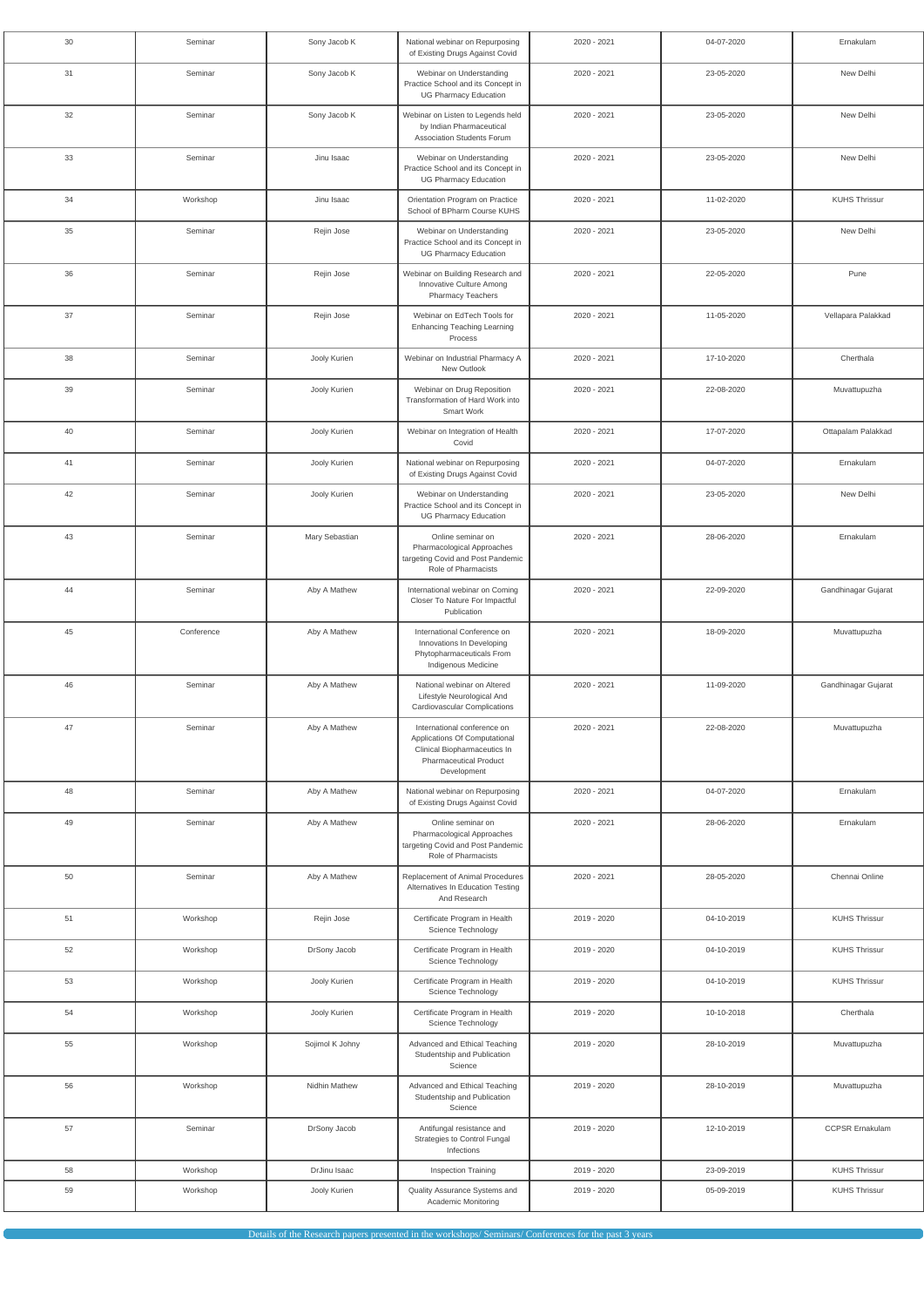| 30 | Seminar | Sony Jacob K | National webinar on Repurposing of Existing Drugs Against Covid | 2020 - 2021 | 04-07-2020 | Ernakulam |
|---|---|---|---|---|---|---|
| 31 | Seminar | Sony Jacob K | Webinar on Understanding Practice School and its Concept in UG Pharmacy Education | 2020 - 2021 | 23-05-2020 | New Delhi |
| 32 | Seminar | Sony Jacob K | Webinar on Listen to Legends held by Indian Pharmaceutical Association Students Forum | 2020 - 2021 | 23-05-2020 | New Delhi |
| 33 | Seminar | Jinu Isaac | Webinar on Understanding Practice School and its Concept in UG Pharmacy Education | 2020 - 2021 | 23-05-2020 | New Delhi |
| 34 | Workshop | Jinu Isaac | Orientation Program on Practice School of BPharm Course KUHS | 2020 - 2021 | 11-02-2020 | KUHS Thrissur |
| 35 | Seminar | Rejin Jose | Webinar on Understanding Practice School and its Concept in UG Pharmacy Education | 2020 - 2021 | 23-05-2020 | New Delhi |
| 36 | Seminar | Rejin Jose | Webinar on Building Research and Innovative Culture Among Pharmacy Teachers | 2020 - 2021 | 22-05-2020 | Pune |
| 37 | Seminar | Rejin Jose | Webinar on EdTech Tools for Enhancing Teaching Learning Process | 2020 - 2021 | 11-05-2020 | Vellapara Palakkad |
| 38 | Seminar | Jooly Kurien | Webinar on Industrial Pharmacy A New Outlook | 2020 - 2021 | 17-10-2020 | Cherthala |
| 39 | Seminar | Jooly Kurien | Webinar on Drug Reposition Transformation of Hard Work into Smart Work | 2020 - 2021 | 22-08-2020 | Muvattupuzha |
| 40 | Seminar | Jooly Kurien | Webinar on Integration of Health Covid | 2020 - 2021 | 17-07-2020 | Ottapalam Palakkad |
| 41 | Seminar | Jooly Kurien | National webinar on Repurposing of Existing Drugs Against Covid | 2020 - 2021 | 04-07-2020 | Ernakulam |
| 42 | Seminar | Jooly Kurien | Webinar on Understanding Practice School and its Concept in UG Pharmacy Education | 2020 - 2021 | 23-05-2020 | New Delhi |
| 43 | Seminar | Mary Sebastian | Online seminar on Pharmacological Approaches targeting Covid and Post Pandemic Role of Pharmacists | 2020 - 2021 | 28-06-2020 | Ernakulam |
| 44 | Seminar | Aby A Mathew | International webinar on Coming Closer To Nature For Impactful Publication | 2020 - 2021 | 22-09-2020 | Gandhinagar Gujarat |
| 45 | Conference | Aby A Mathew | International Conference on Innovations In Developing Phytopharmaceuticals From Indigenous Medicine | 2020 - 2021 | 18-09-2020 | Muvattupuzha |
| 46 | Seminar | Aby A Mathew | National webinar on Altered Lifestyle Neurological And Cardiovascular Complications | 2020 - 2021 | 11-09-2020 | Gandhinagar Gujarat |
| 47 | Seminar | Aby A Mathew | International conference on Applications Of Computational Clinical Biopharmaceutics In Pharmaceutical Product Development | 2020 - 2021 | 22-08-2020 | Muvattupuzha |
| 48 | Seminar | Aby A Mathew | National webinar on Repurposing of Existing Drugs Against Covid | 2020 - 2021 | 04-07-2020 | Ernakulam |
| 49 | Seminar | Aby A Mathew | Online seminar on Pharmacological Approaches targeting Covid and Post Pandemic Role of Pharmacists | 2020 - 2021 | 28-06-2020 | Ernakulam |
| 50 | Seminar | Aby A Mathew | Replacement of Animal Procedures Alternatives In Education Testing And Research | 2020 - 2021 | 28-05-2020 | Chennai Online |
| 51 | Workshop | Rejin Jose | Certificate Program in Health Science Technology | 2019 - 2020 | 04-10-2019 | KUHS Thrissur |
| 52 | Workshop | DrSony Jacob | Certificate Program in Health Science Technology | 2019 - 2020 | 04-10-2019 | KUHS Thrissur |
| 53 | Workshop | Jooly Kurien | Certificate Program in Health Science Technology | 2019 - 2020 | 04-10-2019 | KUHS Thrissur |
| 54 | Workshop | Jooly Kurien | Certificate Program in Health Science Technology | 2019 - 2020 | 10-10-2018 | Cherthala |
| 55 | Workshop | Sojimol K Johny | Advanced and Ethical Teaching Studentship and Publication Science | 2019 - 2020 | 28-10-2019 | Muvattupuzha |
| 56 | Workshop | Nidhin Mathew | Advanced and Ethical Teaching Studentship and Publication Science | 2019 - 2020 | 28-10-2019 | Muvattupuzha |
| 57 | Seminar | DrSony Jacob | Antifungal resistance and Strategies to Control Fungal Infections | 2019 - 2020 | 12-10-2019 | CCPSR Ernakulam |
| 58 | Workshop | DrJinu Isaac | Inspection Training | 2019 - 2020 | 23-09-2019 | KUHS Thrissur |
| 59 | Workshop | Jooly Kurien | Quality Assurance Systems and Academic Monitoring | 2019 - 2020 | 05-09-2019 | KUHS Thrissur |

## Details of the Research papers presented in the workshops/ Seminars/ Conferences for the past 3 years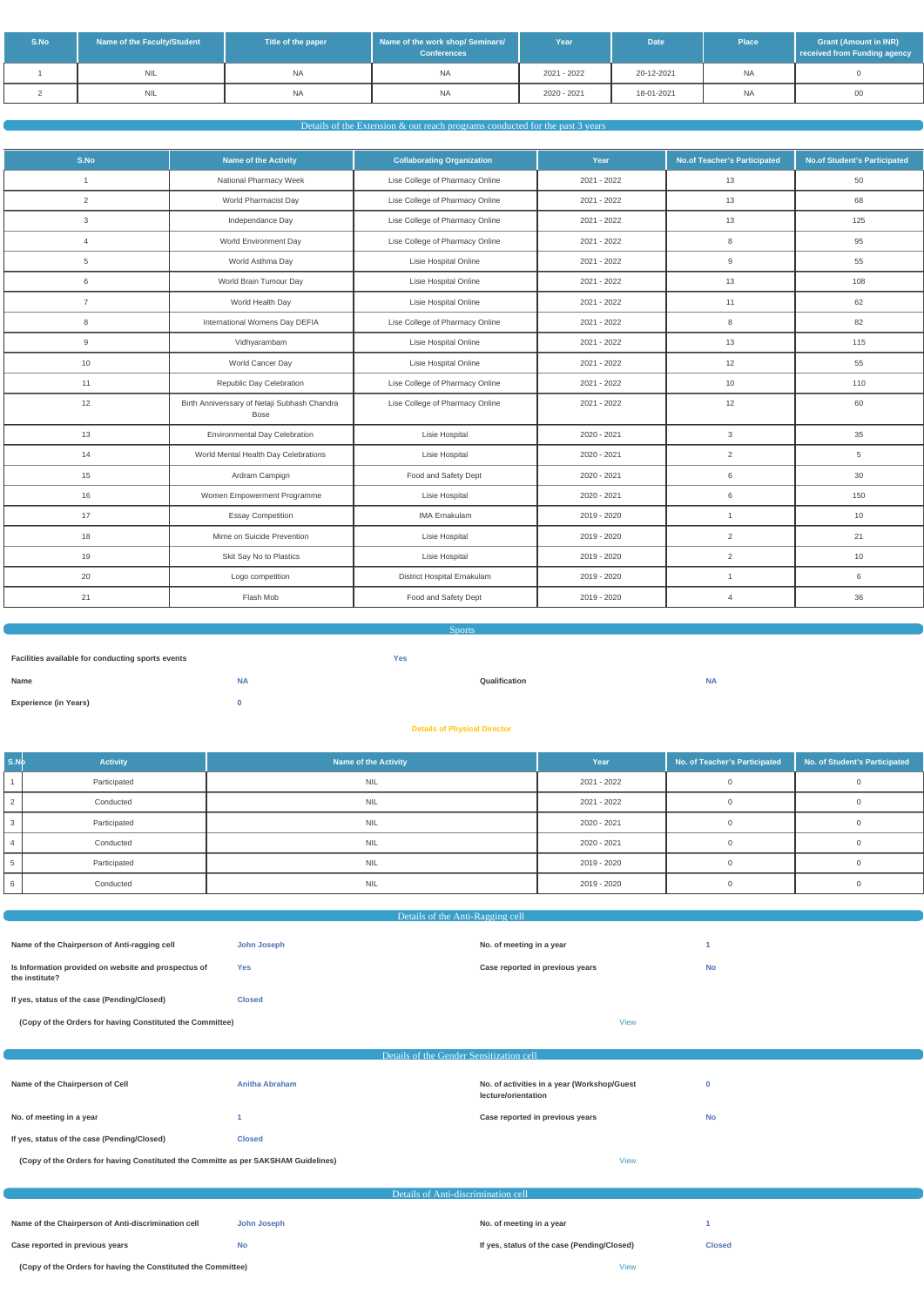| S.No | Name of the Faculty/Student | Title of the paper | Name of the work shop/ Seminars/ Conferences | Year | Date | Place | Grant (Amount in INR) received from Funding agency |
|---|---|---|---|---|---|---|---|
| 1 | NIL | NA | NA | 2021 - 2022 | 20-12-2021 | NA | 0 |
| 2 | NIL | NA | NA | 2020 - 2021 | 18-01-2021 | NA | 00 |

## Details of the Extension & out reach programs conducted for the past 3 years

| S.No | Name of the Activity | Collaborating Organization | Year | No.of Teacher's Participated | No.of Student's Participated |
|---|---|---|---|---|---|
| 1 | National Pharmacy Week | Lise College of Pharmacy Online | 2021 - 2022 | 13 | 50 |
| 2 | World Pharmacist Day | Lise College of Pharmacy Online | 2021 - 2022 | 13 | 68 |
| 3 | Independance Day | Lise College of Pharmacy Online | 2021 - 2022 | 13 | 125 |
| 4 | World Environment Day | Lise College of Pharmacy Online | 2021 - 2022 | 8 | 95 |
| 5 | World Asthma Day | Lisie Hospital Online | 2021 - 2022 | 9 | 55 |
| 6 | World Brain Tumour Day | Lisie Hospital Online | 2021 - 2022 | 13 | 108 |
| 7 | World Health Day | Lisie Hospital Online | 2021 - 2022 | 11 | 62 |
| 8 | International Womens Day DEFIA | Lise College of Pharmacy Online | 2021 - 2022 | 8 | 82 |
| 9 | Vidhyarambam | Lisie Hospital Online | 2021 - 2022 | 13 | 115 |
| 10 | World Cancer Day | Lisie Hospital Online | 2021 - 2022 | 12 | 55 |
| 11 | Republic Day Celebration | Lise College of Pharmacy Online | 2021 - 2022 | 10 | 110 |
| 12 | Birth Anniverssary of Netaji Subhash Chandra Bose | Lise College of Pharmacy Online | 2021 - 2022 | 12 | 60 |
| 13 | Environmental Day Celebration | Lisie Hospital | 2020 - 2021 | 3 | 35 |
| 14 | World Mental Health Day Celebrations | Lisie Hospital | 2020 - 2021 | 2 | 5 |
| 15 | Ardram Campign | Food and Safety Dept | 2020 - 2021 | 6 | 30 |
| 16 | Women Empowerment Programme | Lisie Hospital | 2020 - 2021 | 6 | 150 |
| 17 | Essay Competition | IMA Ernakulam | 2019 - 2020 | 1 | 10 |
| 18 | Mime on Suicide Prevention | Lisie Hospital | 2019 - 2020 | 2 | 21 |
| 19 | Skit Say No to Plastics | Lisie Hospital | 2019 - 2020 | 2 | 10 |
| 20 | Logo competition | District Hospital Ernakulam | 2019 - 2020 | 1 | 6 |
| 21 | Flash Mob | Food and Safety Dept | 2019 - 2020 | 4 | 36 |

## Sports

**Facilities available for conducting sports events**: Yes

**Name**: NA | **Qualification**: NA

**Experience (in Years)**: 0

**Details of Physical Director**

| S.No | Activity | Name of the Activity | Year | No. of Teacher's Participated | No. of Student's Participated |
|---|---|---|---|---|---|
| 1 | Participated | NIL | 2021 - 2022 | 0 | 0 |
| 2 | Conducted | NIL | 2021 - 2022 | 0 | 0 |
| 3 | Participated | NIL | 2020 - 2021 | 0 | 0 |
| 4 | Conducted | NIL | 2020 - 2021 | 0 | 0 |
| 5 | Participated | NIL | 2019 - 2020 | 0 | 0 |
| 6 | Conducted | NIL | 2019 - 2020 | 0 | 0 |

## Details of the Anti-Ragging cell

**Name of the Chairperson of Anti-ragging cell**: John Joseph

**No. of meeting in a year**: 1

**Is Information provided on website and prospectus of the institute?**: Yes

**Case reported in previous years**: No

**If yes, status of the case (Pending/Closed)**: Closed

**(Copy of the Orders for having Constituted the Committee)**: View

## Details of the Gender Sensitization cell

**Name of the Chairperson of Cell**: Anitha Abraham

**No. of activities in a year (Workshop/Guest lecture/orientation**: 0

**No. of meeting in a year**: 1

**Case reported in previous years**: No

**If yes, status of the case (Pending/Closed)**: Closed

**(Copy of the Orders for having Constituted the Committe as per SAKSHAM Guidelines)**: View

## Details of Anti-discrimination cell

**Name of the Chairperson of Anti-discrimination cell**: John Joseph

**No. of meeting in a year**: 1

**Case reported in previous years**: No

**If yes, status of the case (Pending/Closed)**: Closed

**(Copy of the Orders for having the Constituted the Committee)**: View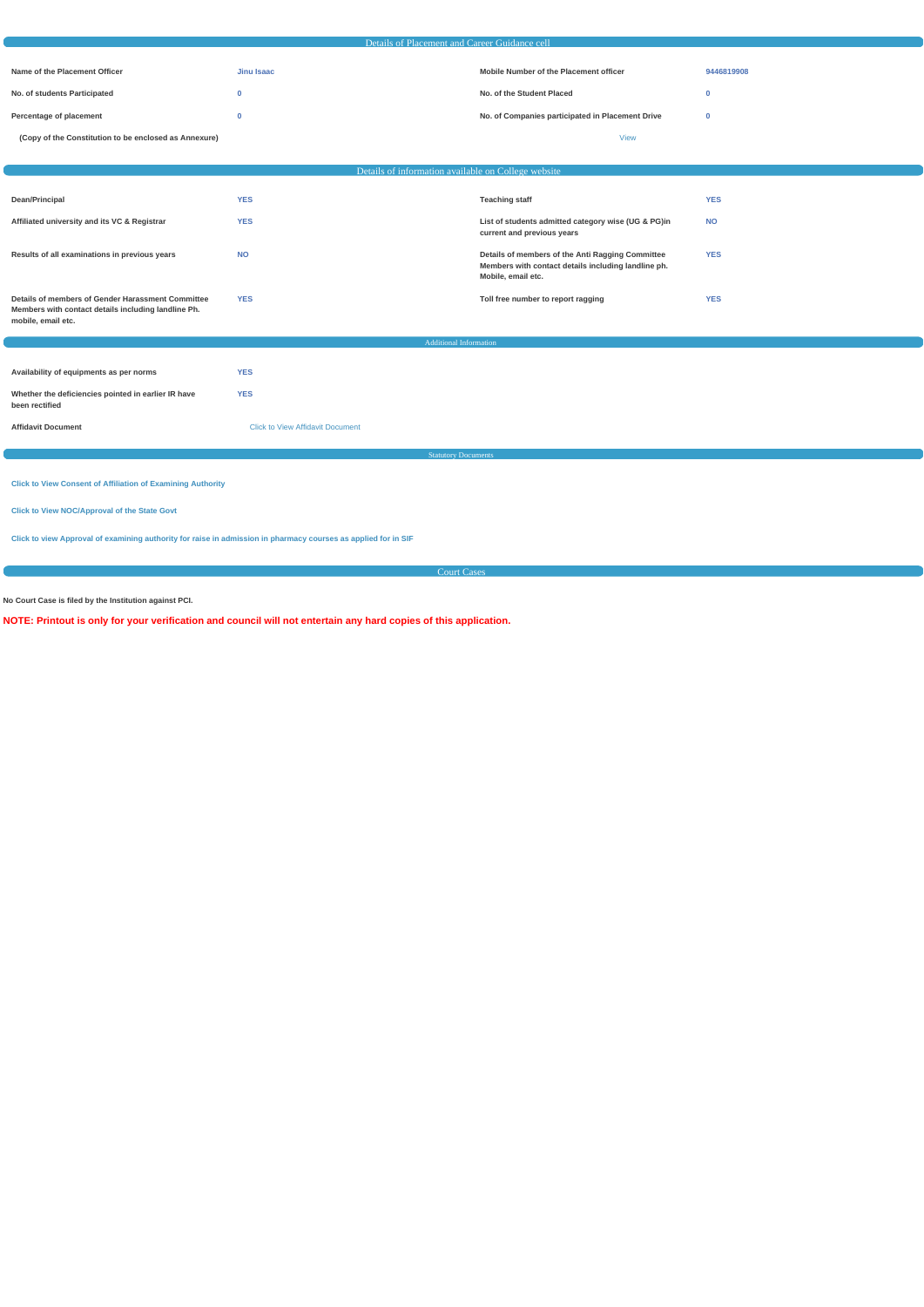## Details of Placement and Career Guidance cell

| | | | |
|---|---|---|---|
| **Name of the Placement Officer** | Jinu Isaac | **Mobile Number of the Placement officer** | 9446819908 |
| **No. of students Participated** | 0 | **No. of the Student Placed** | 0 |
| **Percentage of placement** | 0 | **No. of Companies participated in Placement Drive** | 0 |
| **(Copy of the Constitution to be enclosed as Annexure)** | | View | |

## Details of information available on College website

| | | | |
|---|---|---|---|
| **Dean/Principal** | YES | **Teaching staff** | YES |
| **Affiliated university and its VC & Registrar** | YES | **List of students admitted category wise (UG & PG)in current and previous years** | NO |
| **Results of all examinations in previous years** | NO | **Details of members of the Anti Ragging Committee Members with contact details including landline ph. Mobile, email etc.** | YES |
| **Details of members of Gender Harassment Committee Members with contact details including landline Ph. mobile, email etc.** | YES | **Toll free number to report ragging** | YES |

## Additional Information

| | |
|---|---|
| **Availability of equipments as per norms** | YES |
| **Whether the deficiencies pointed in earlier IR have been rectified** | YES |
| **Affidavit Document** | Click to View Affidavit Document |

## Statutory Documents

**Click to View Consent of Affiliation of Examining Authority**

**Click to View NOC/Approval of the State Govt**

**Click to view Approval of examining authority for raise in admission in pharmacy courses as applied for in SIF**

## Court Cases

**No Court Case is filed by the Institution against PCI.**

**NOTE: Printout is only for your verification and council will not entertain any hard copies of this application.**